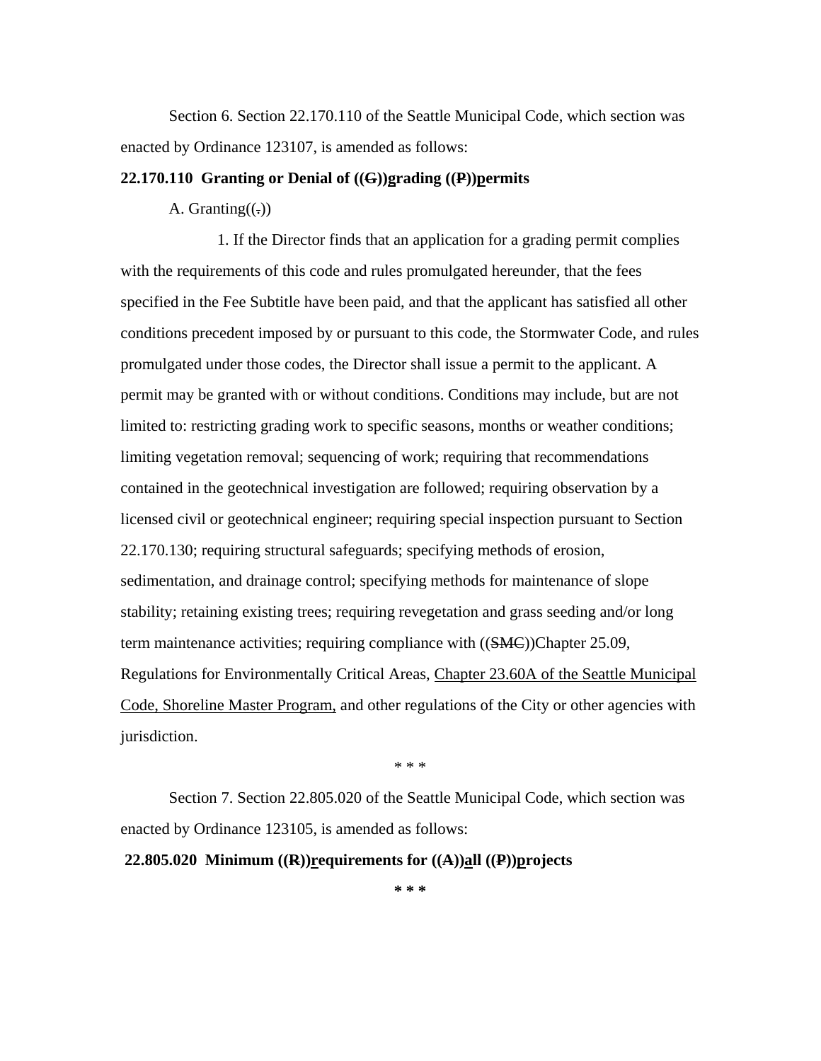Section 6. Section 22.170.110 of the Seattle Municipal Code, which section was enacted by Ordinance 123107, is amended as follows:

**22.170.110 Granting or Denial of ((~~G~~))<u>g</u>rading ((~~P~~))<u>p</u>ermits**

A. Granting((~~.~~))

1. If the Director finds that an application for a grading permit complies with the requirements of this code and rules promulgated hereunder, that the fees specified in the Fee Subtitle have been paid, and that the applicant has satisfied all other conditions precedent imposed by or pursuant to this code, the Stormwater Code, and rules promulgated under those codes, the Director shall issue a permit to the applicant. A permit may be granted with or without conditions. Conditions may include, but are not limited to: restricting grading work to specific seasons, months or weather conditions; limiting vegetation removal; sequencing of work; requiring that recommendations contained in the geotechnical investigation are followed; requiring observation by a licensed civil or geotechnical engineer; requiring special inspection pursuant to Section 22.170.130; requiring structural safeguards; specifying methods of erosion, sedimentation, and drainage control; specifying methods for maintenance of slope stability; retaining existing trees; requiring revegetation and grass seeding and/or long term maintenance activities; requiring compliance with ((~~SMC~~))Chapter 25.09, Regulations for Environmentally Critical Areas, <u>Chapter 23.60A of the Seattle Municipal Code, Shoreline Master Program,</u> and other regulations of the City or other agencies with jurisdiction.

\* \* \*

Section 7. Section 22.805.020 of the Seattle Municipal Code, which section was enacted by Ordinance 123105, is amended as follows:

**22.805.020 Minimum ((~~R~~))<u>r</u>equirements for ((~~A~~))<u>a</u>ll ((~~P~~))<u>p</u>rojects**

**\* \* \***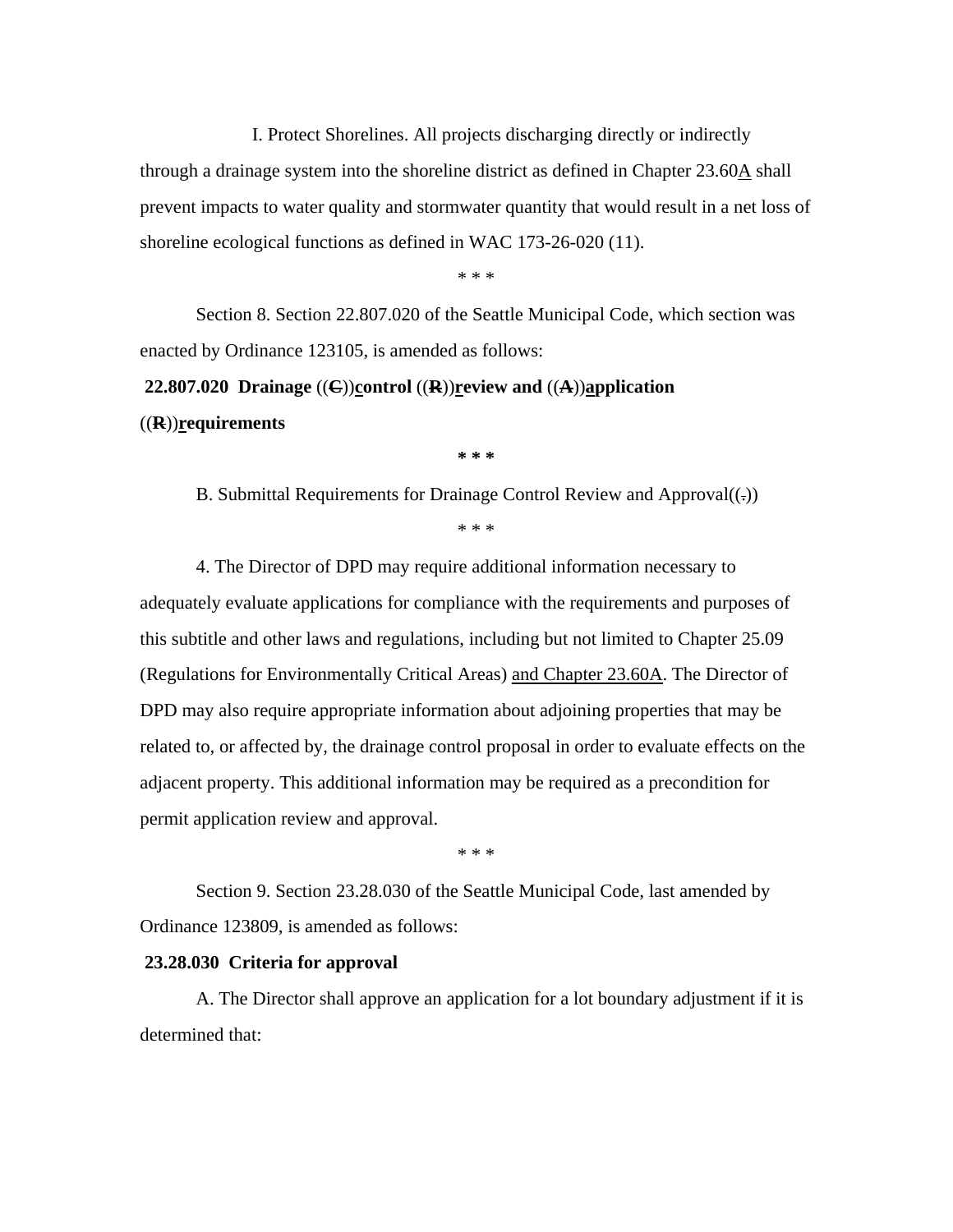I. Protect Shorelines. All projects discharging directly or indirectly through a drainage system into the shoreline district as defined in Chapter 23.60<u>A</u> shall prevent impacts to water quality and stormwater quantity that would result in a net loss of shoreline ecological functions as defined in WAC 173-26-020 (11).

* * *

Section 8. Section 22.807.020 of the Seattle Municipal Code, which section was enacted by Ordinance 123105, is amended as follows:

**22.807.020 Drainage ((~~C~~))<u>c</u>ontrol ((~~R~~))<u>r</u>eview and ((~~A~~))<u>a</u>pplication ((~~R~~))<u>r</u>equirements**

**\* \* \***

B. Submittal Requirements for Drainage Control Review and Approval((~~.~~))

* * *

4. The Director of DPD may require additional information necessary to adequately evaluate applications for compliance with the requirements and purposes of this subtitle and other laws and regulations, including but not limited to Chapter 25.09 (Regulations for Environmentally Critical Areas) <u>and Chapter 23.60A</u>. The Director of DPD may also require appropriate information about adjoining properties that may be related to, or affected by, the drainage control proposal in order to evaluate effects on the adjacent property. This additional information may be required as a precondition for permit application review and approval.

* * *

Section 9. Section 23.28.030 of the Seattle Municipal Code, last amended by Ordinance 123809, is amended as follows:

**23.28.030 Criteria for approval**

A. The Director shall approve an application for a lot boundary adjustment if it is determined that: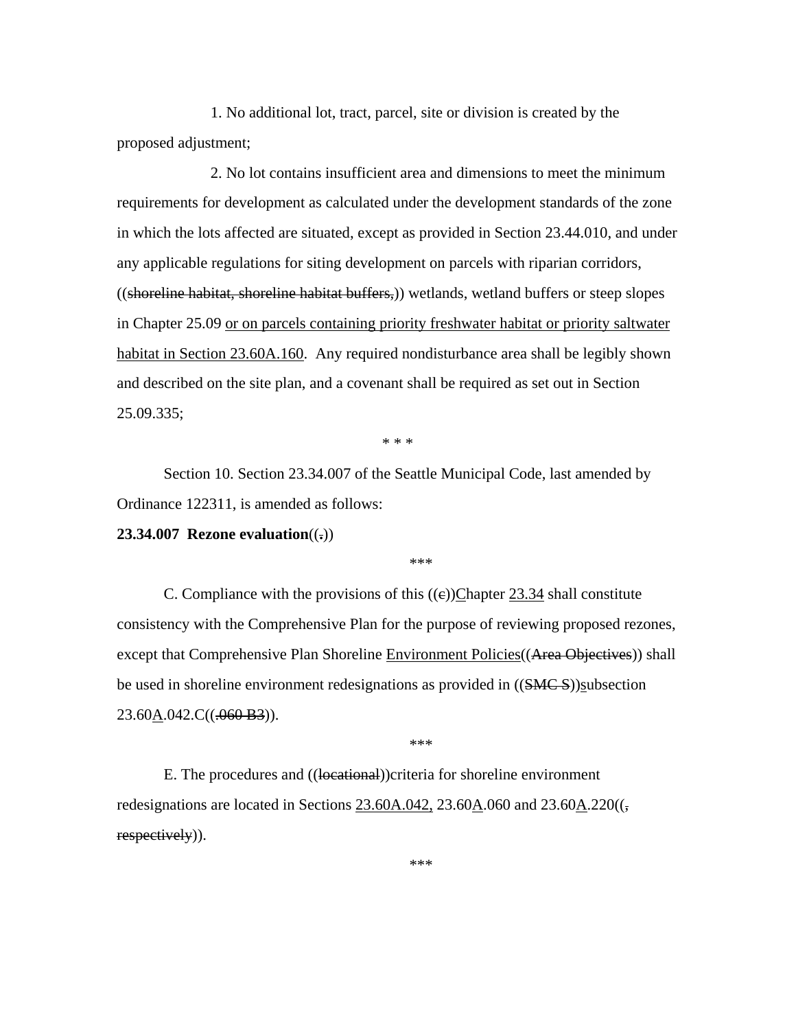1. No additional lot, tract, parcel, site or division is created by the proposed adjustment;

2. No lot contains insufficient area and dimensions to meet the minimum requirements for development as calculated under the development standards of the zone in which the lots affected are situated, except as provided in Section 23.44.010, and under any applicable regulations for siting development on parcels with riparian corridors, ((~~shoreline habitat, shoreline habitat buffers,~~)) wetlands, wetland buffers or steep slopes in Chapter 25.09 <u>or on parcels containing priority freshwater habitat or priority saltwater habitat in Section 23.60A.160</u>. Any required nondisturbance area shall be legibly shown and described on the site plan, and a covenant shall be required as set out in Section 25.09.335;

\* \* \*

Section 10. Section 23.34.007 of the Seattle Municipal Code, last amended by Ordinance 122311, is amended as follows:

**23.34.007 Rezone evaluation**((~~.~~))

\*\*\*

C. Compliance with the provisions of this ((~~c~~))<u>C</u>hapter <u>23.34</u> shall constitute consistency with the Comprehensive Plan for the purpose of reviewing proposed rezones, except that Comprehensive Plan Shoreline <u>Environment Policies</u>((~~Area Objectives~~)) shall be used in shoreline environment redesignations as provided in ((~~SMC S~~))<u>s</u>ubsection 23.60<u>A</u>.042.C((~~.060 B3~~)).

\*\*\*

E. The procedures and ((~~locational~~))criteria for shoreline environment redesignations are located in Sections <u>23.60A.042,</u> 23.60<u>A</u>.060 and 23.60<u>A</u>.220((~~, respectively~~)).

\*\*\*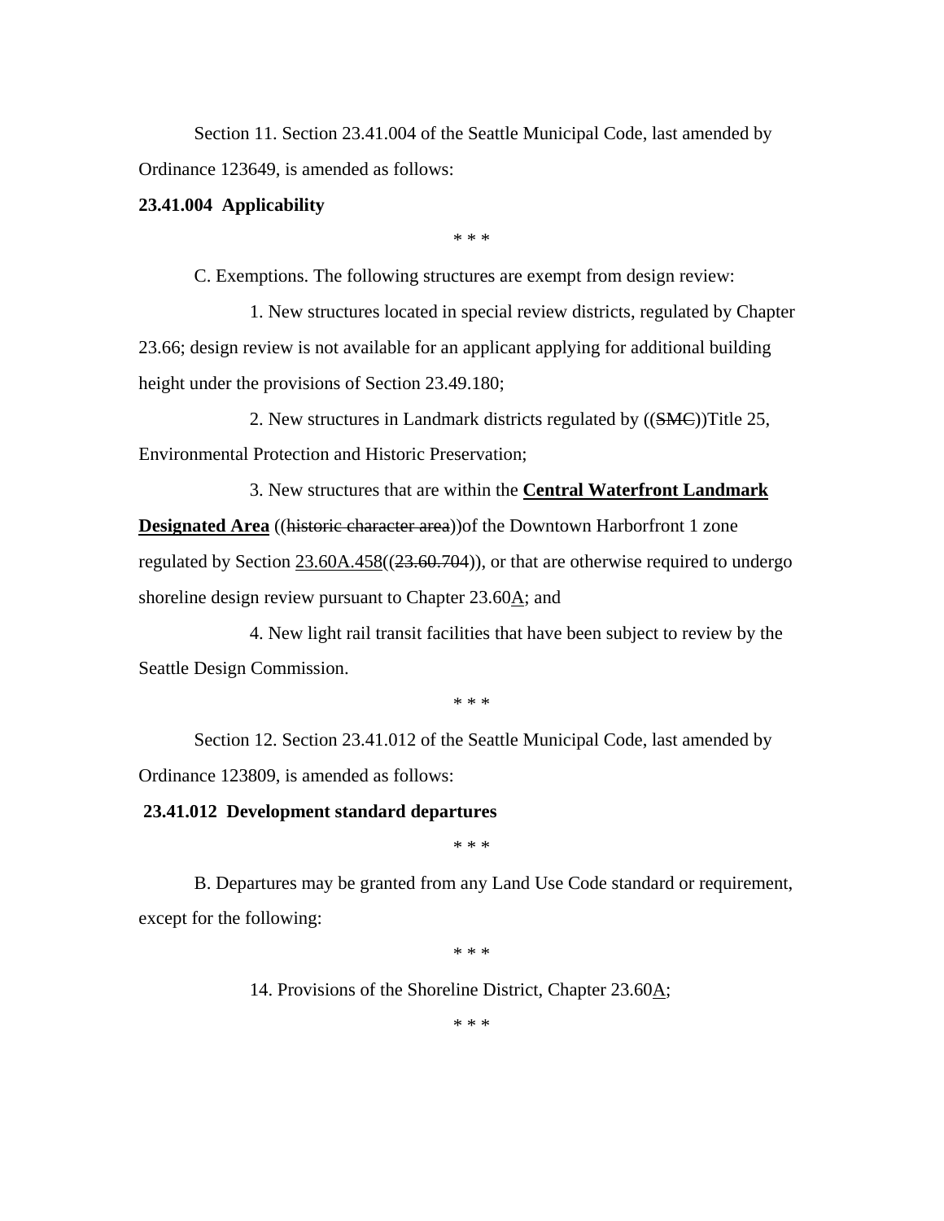Section 11. Section 23.41.004 of the Seattle Municipal Code, last amended by Ordinance 123649, is amended as follows:

**23.41.004 Applicability**

\* \* \*

C. Exemptions. The following structures are exempt from design review:

1. New structures located in special review districts, regulated by Chapter 23.66; design review is not available for an applicant applying for additional building height under the provisions of Section 23.49.180;

2. New structures in Landmark districts regulated by ((~~SMC~~))Title 25, Environmental Protection and Historic Preservation;

3. New structures that are within the <u>**Central Waterfront Landmark Designated Area**</u> ((~~historic character area~~))of the Downtown Harborfront 1 zone regulated by Section <u>23.60A.458</u>((~~23.60.704~~)), or that are otherwise required to undergo shoreline design review pursuant to Chapter 23.60<u>A</u>; and

4. New light rail transit facilities that have been subject to review by the Seattle Design Commission.

\* \* \*

Section 12. Section 23.41.012 of the Seattle Municipal Code, last amended by Ordinance 123809, is amended as follows:

**23.41.012 Development standard departures**

\* \* \*

B. Departures may be granted from any Land Use Code standard or requirement, except for the following:

\* \* \*

14. Provisions of the Shoreline District, Chapter 23.60<u>A</u>;

\* \* \*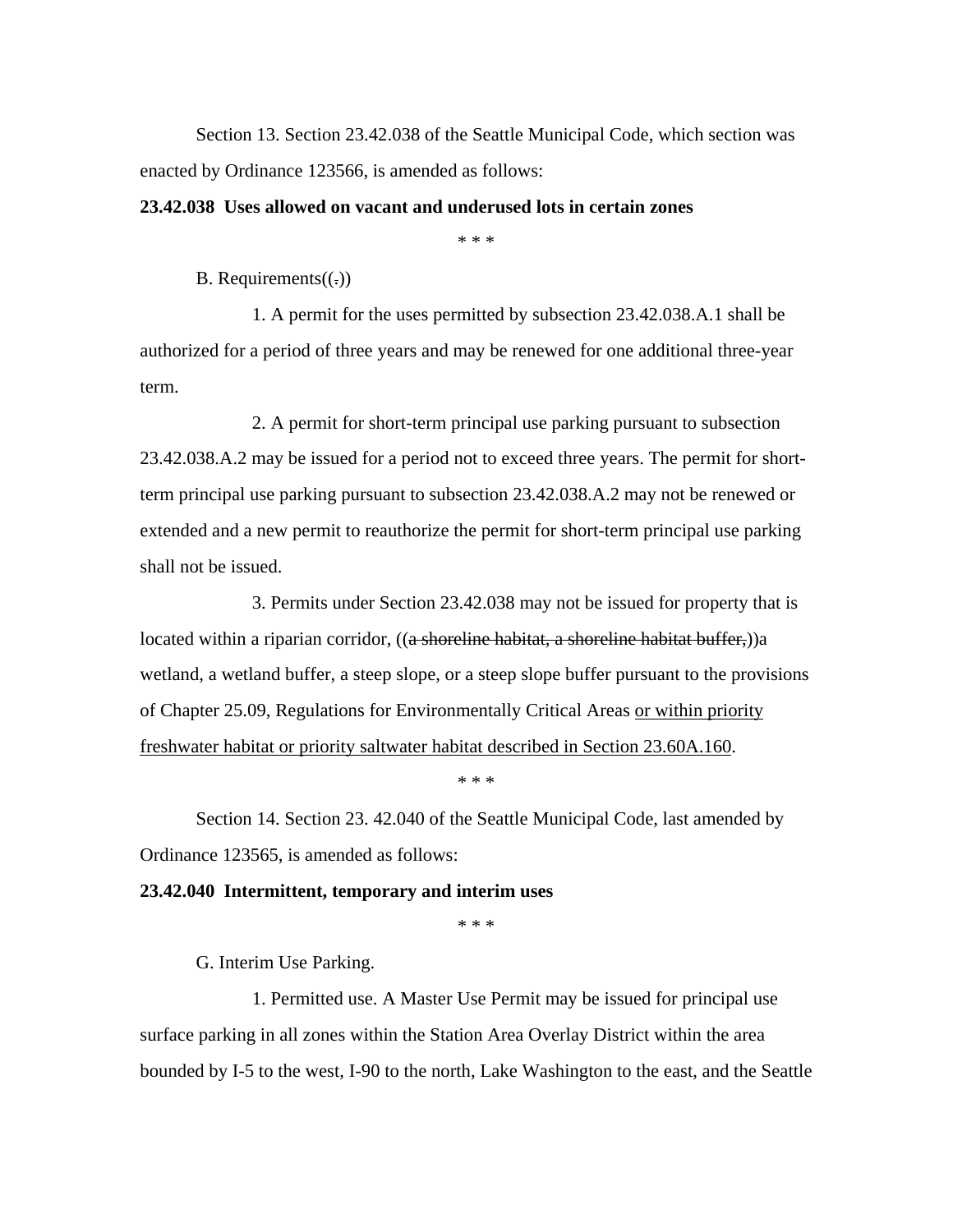Section 13. Section 23.42.038 of the Seattle Municipal Code, which section was enacted by Ordinance 123566, is amended as follows:

**23.42.038 Uses allowed on vacant and underused lots in certain zones**

\* \* \*

B. Requirements((~~.~~))

1. A permit for the uses permitted by subsection 23.42.038.A.1 shall be authorized for a period of three years and may be renewed for one additional three-year term.

2. A permit for short-term principal use parking pursuant to subsection 23.42.038.A.2 may be issued for a period not to exceed three years. The permit for short-term principal use parking pursuant to subsection 23.42.038.A.2 may not be renewed or extended and a new permit to reauthorize the permit for short-term principal use parking shall not be issued.

3. Permits under Section 23.42.038 may not be issued for property that is located within a riparian corridor, ((~~a shoreline habitat, a shoreline habitat buffer,~~))a wetland, a wetland buffer, a steep slope, or a steep slope buffer pursuant to the provisions of Chapter 25.09, Regulations for Environmentally Critical Areas <u>or within priority freshwater habitat or priority saltwater habitat described in Section 23.60A.160</u>.

\* \* \*

Section 14. Section 23. 42.040 of the Seattle Municipal Code, last amended by Ordinance 123565, is amended as follows:

**23.42.040 Intermittent, temporary and interim uses**

\* \* \*

G. Interim Use Parking.

1. Permitted use. A Master Use Permit may be issued for principal use surface parking in all zones within the Station Area Overlay District within the area bounded by I-5 to the west, I-90 to the north, Lake Washington to the east, and the Seattle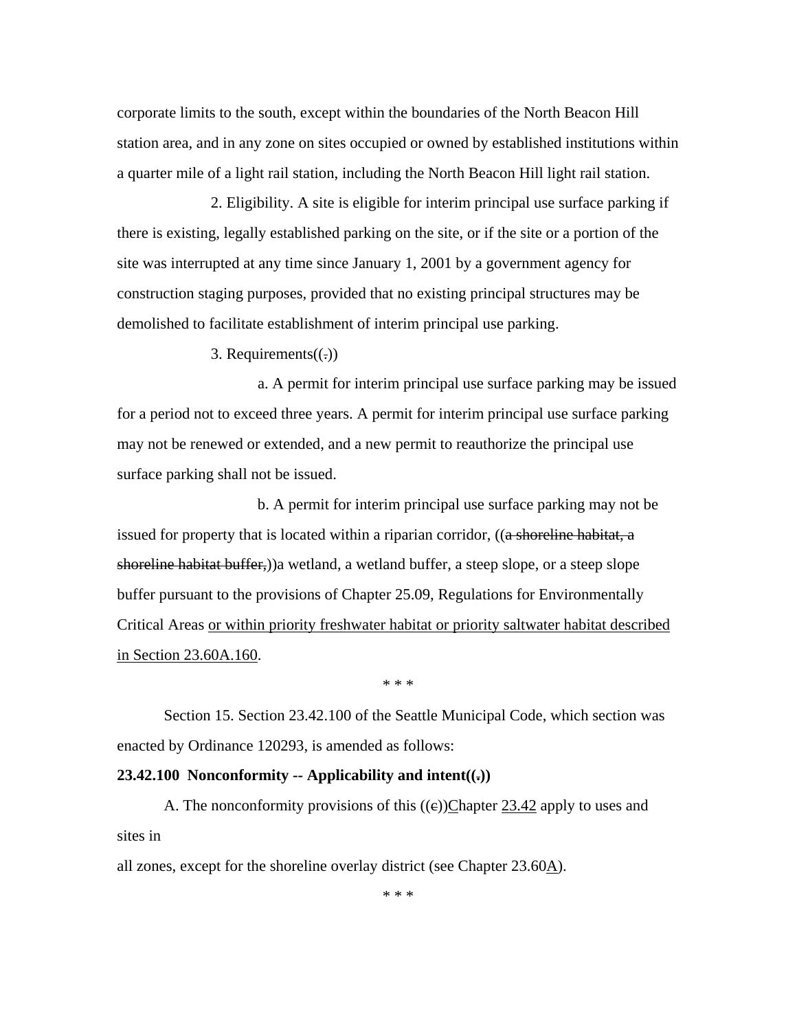corporate limits to the south, except within the boundaries of the North Beacon Hill station area, and in any zone on sites occupied or owned by established institutions within a quarter mile of a light rail station, including the North Beacon Hill light rail station.

2. Eligibility. A site is eligible for interim principal use surface parking if there is existing, legally established parking on the site, or if the site or a portion of the site was interrupted at any time since January 1, 2001 by a government agency for construction staging purposes, provided that no existing principal structures may be demolished to facilitate establishment of interim principal use parking.

3. Requirements((~~.~~))

a. A permit for interim principal use surface parking may be issued for a period not to exceed three years. A permit for interim principal use surface parking may not be renewed or extended, and a new permit to reauthorize the principal use surface parking shall not be issued.

b. A permit for interim principal use surface parking may not be issued for property that is located within a riparian corridor, ((~~a shoreline habitat, a shoreline habitat buffer,~~))a wetland, a wetland buffer, a steep slope, or a steep slope buffer pursuant to the provisions of Chapter 25.09, Regulations for Environmentally Critical Areas <u>or within priority freshwater habitat or priority saltwater habitat described in Section 23.60A.160</u>.

\* \* \*

Section 15. Section 23.42.100 of the Seattle Municipal Code, which section was enacted by Ordinance 120293, is amended as follows:

**23.42.100 Nonconformity -- Applicability and intent((~~.~~))**

A. The nonconformity provisions of this ((~~c~~))<u>C</u>hapter <u>23.42</u> apply to uses and sites in

all zones, except for the shoreline overlay district (see Chapter 23.60<u>A</u>).

\* \* \*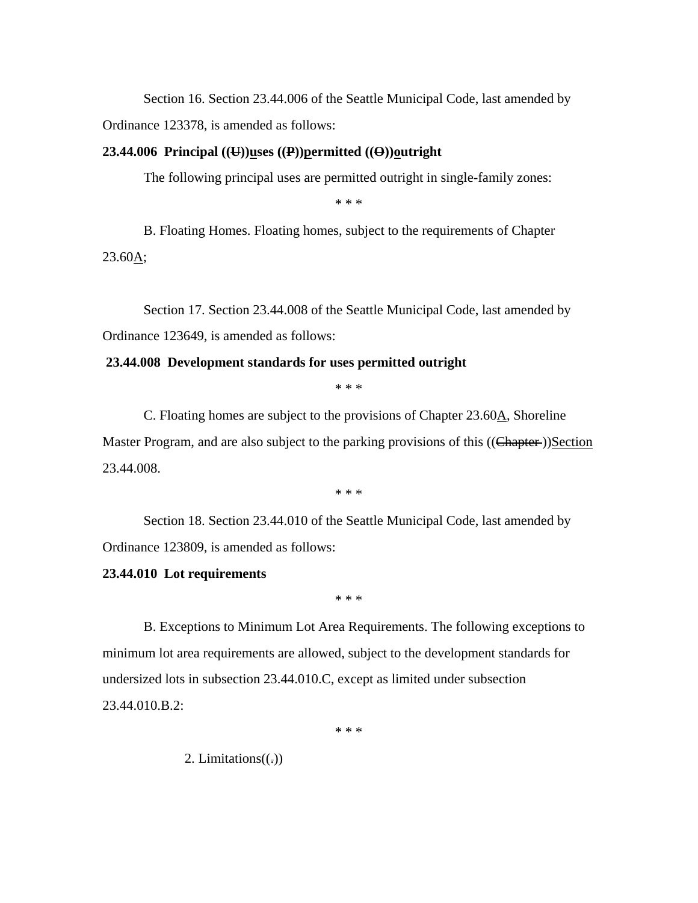Section 16. Section 23.44.006 of the Seattle Municipal Code, last amended by Ordinance 123378, is amended as follows:

**23.44.006 Principal ((~~U~~))<u>u</u>ses ((~~P~~))<u>p</u>ermitted ((~~O~~))<u>o</u>utright**

The following principal uses are permitted outright in single-family zones:

\* \* \*

B. Floating Homes. Floating homes, subject to the requirements of Chapter 23.60<u>A</u>;

Section 17. Section 23.44.008 of the Seattle Municipal Code, last amended by Ordinance 123649, is amended as follows:

**23.44.008 Development standards for uses permitted outright**

\* \* \*

C. Floating homes are subject to the provisions of Chapter 23.60<u>A</u>, Shoreline Master Program, and are also subject to the parking provisions of this ((~~Chapter~~ ))<u>Section</u> 23.44.008.

\* \* \*

Section 18. Section 23.44.010 of the Seattle Municipal Code, last amended by Ordinance 123809, is amended as follows:

**23.44.010 Lot requirements**

\* \* \*

B. Exceptions to Minimum Lot Area Requirements. The following exceptions to minimum lot area requirements are allowed, subject to the development standards for undersized lots in subsection 23.44.010.C, except as limited under subsection 23.44.010.B.2:

\* \* \*

2. Limitations((~~.~~))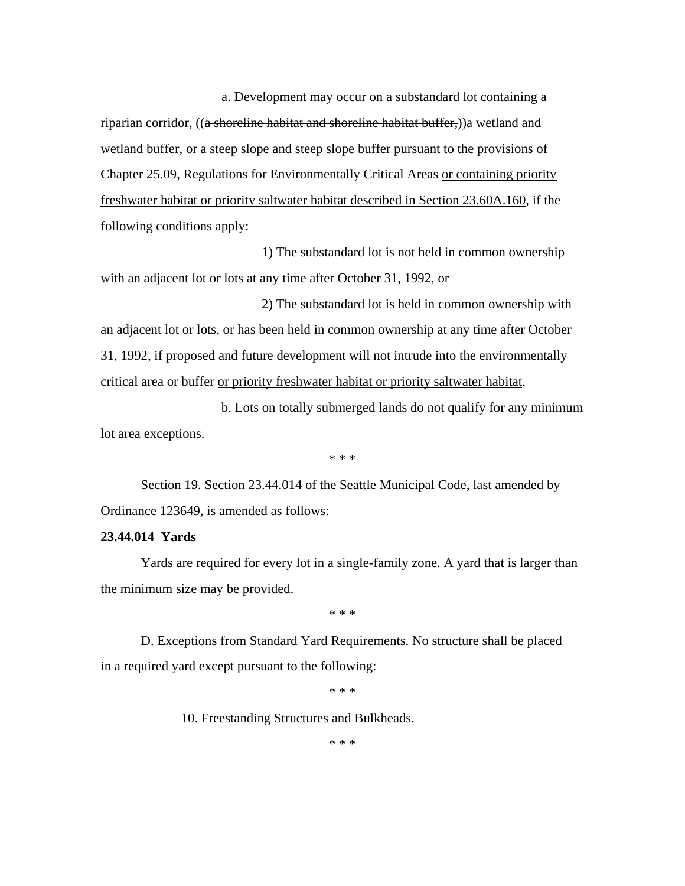a. Development may occur on a substandard lot containing a riparian corridor, ((~~a shoreline habitat and shoreline habitat buffer,~~))a wetland and wetland buffer, or a steep slope and steep slope buffer pursuant to the provisions of Chapter 25.09, Regulations for Environmentally Critical Areas <u>or containing priority freshwater habitat or priority saltwater habitat described in Section 23.60A.160</u>, if the following conditions apply:

1) The substandard lot is not held in common ownership with an adjacent lot or lots at any time after October 31, 1992, or

2) The substandard lot is held in common ownership with an adjacent lot or lots, or has been held in common ownership at any time after October 31, 1992, if proposed and future development will not intrude into the environmentally critical area or buffer <u>or priority freshwater habitat or priority saltwater habitat</u>.

b. Lots on totally submerged lands do not qualify for any minimum lot area exceptions.

\* \* \*

Section 19. Section 23.44.014 of the Seattle Municipal Code, last amended by Ordinance 123649, is amended as follows:

**23.44.014 Yards**

Yards are required for every lot in a single-family zone. A yard that is larger than the minimum size may be provided.

\* \* \*

D. Exceptions from Standard Yard Requirements. No structure shall be placed in a required yard except pursuant to the following:

\* \* \*

10. Freestanding Structures and Bulkheads.

\* \* \*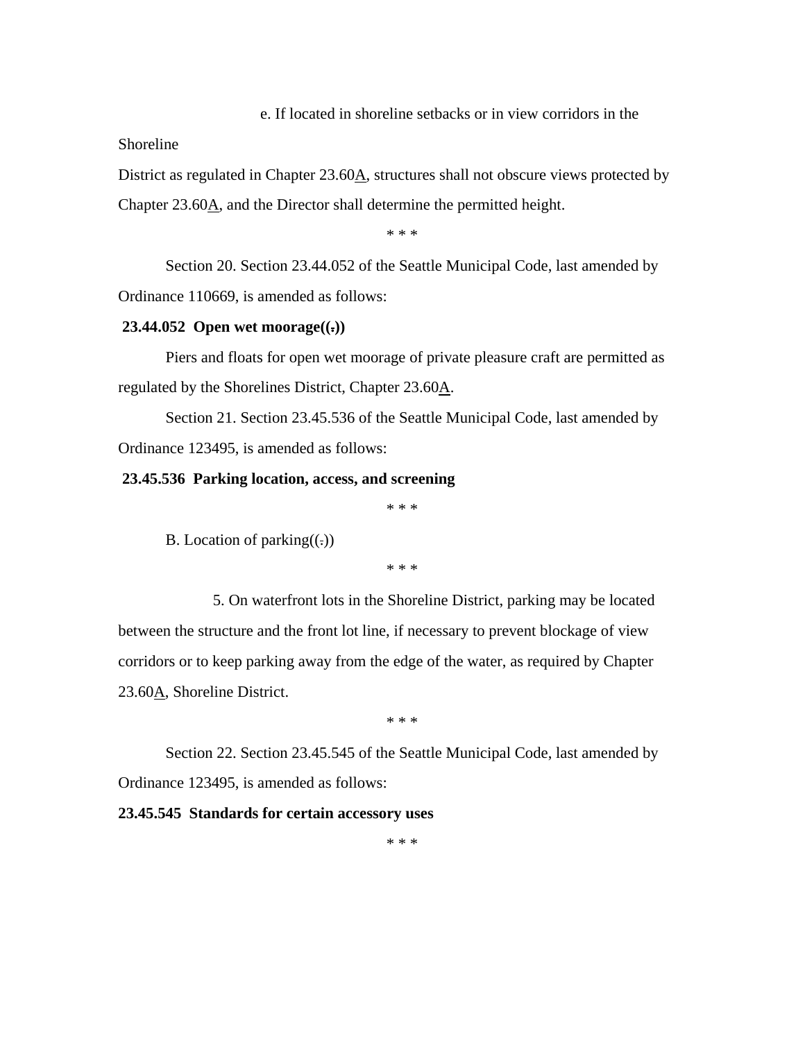e. If located in shoreline setbacks or in view corridors in the Shoreline District as regulated in Chapter 23.60<u>A</u>, structures shall not obscure views protected by Chapter 23.60<u>A</u>, and the Director shall determine the permitted height.

\* \* \*

Section 20. Section 23.44.052 of the Seattle Municipal Code, last amended by Ordinance 110669, is amended as follows:

**23.44.052 Open wet moorage((~~.~~))**

Piers and floats for open wet moorage of private pleasure craft are permitted as regulated by the Shorelines District, Chapter 23.60<u>A</u>.

Section 21. Section 23.45.536 of the Seattle Municipal Code, last amended by Ordinance 123495, is amended as follows:

**23.45.536 Parking location, access, and screening**

\* \* \*

B. Location of parking((~~.~~))

\* \* \*

5. On waterfront lots in the Shoreline District, parking may be located between the structure and the front lot line, if necessary to prevent blockage of view corridors or to keep parking away from the edge of the water, as required by Chapter 23.60<u>A</u>, Shoreline District.

\* \* \*

Section 22. Section 23.45.545 of the Seattle Municipal Code, last amended by Ordinance 123495, is amended as follows:

**23.45.545 Standards for certain accessory uses**

\* \* \*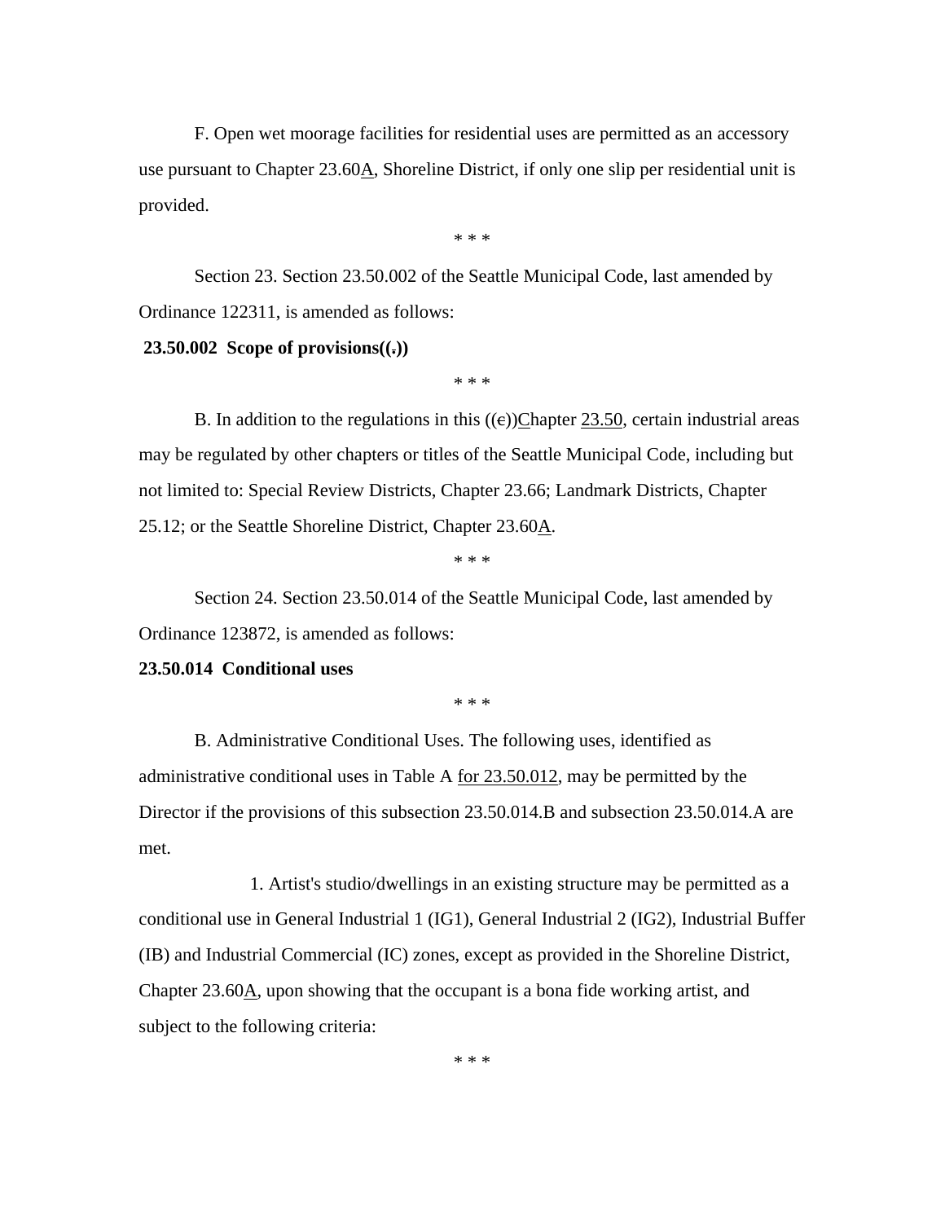F. Open wet moorage facilities for residential uses are permitted as an accessory use pursuant to Chapter 23.60A, Shoreline District, if only one slip per residential unit is provided.

\* \* \*

Section 23. Section 23.50.002 of the Seattle Municipal Code, last amended by Ordinance 122311, is amended as follows:

**23.50.002 Scope of provisions((.))**

\* \* \*

B. In addition to the regulations in this ((c))Chapter 23.50, certain industrial areas may be regulated by other chapters or titles of the Seattle Municipal Code, including but not limited to: Special Review Districts, Chapter 23.66; Landmark Districts, Chapter 25.12; or the Seattle Shoreline District, Chapter 23.60A.

\* \* \*

Section 24. Section 23.50.014 of the Seattle Municipal Code, last amended by Ordinance 123872, is amended as follows:

**23.50.014 Conditional uses**

\* \* \*

B. Administrative Conditional Uses. The following uses, identified as administrative conditional uses in Table A for 23.50.012, may be permitted by the Director if the provisions of this subsection 23.50.014.B and subsection 23.50.014.A are met.

1. Artist's studio/dwellings in an existing structure may be permitted as a conditional use in General Industrial 1 (IG1), General Industrial 2 (IG2), Industrial Buffer (IB) and Industrial Commercial (IC) zones, except as provided in the Shoreline District, Chapter 23.60A, upon showing that the occupant is a bona fide working artist, and subject to the following criteria:

\* \* \*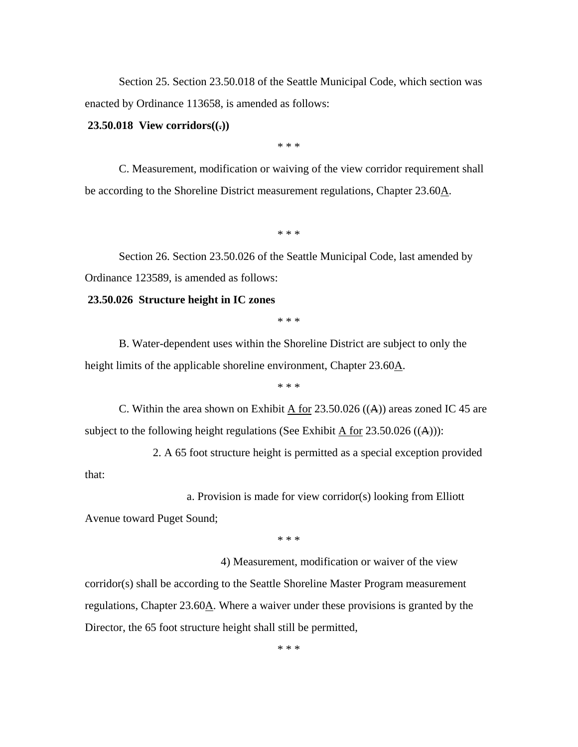Section 25. Section 23.50.018 of the Seattle Municipal Code, which section was enacted by Ordinance 113658, is amended as follows:

**23.50.018 View corridors((.))**

\* \* \*

C. Measurement, modification or waiving of the view corridor requirement shall be according to the Shoreline District measurement regulations, Chapter 23.60A.

\* \* \*

Section 26. Section 23.50.026 of the Seattle Municipal Code, last amended by Ordinance 123589, is amended as follows:

**23.50.026 Structure height in IC zones**

\* \* \*

B. Water-dependent uses within the Shoreline District are subject to only the height limits of the applicable shoreline environment, Chapter 23.60A.

\* \* \*

C. Within the area shown on Exhibit A for 23.50.026 ((A)) areas zoned IC 45 are subject to the following height regulations (See Exhibit A for 23.50.026 ((A))):

2. A 65 foot structure height is permitted as a special exception provided that:

a. Provision is made for view corridor(s) looking from Elliott Avenue toward Puget Sound;

\* \* \*

4) Measurement, modification or waiver of the view corridor(s) shall be according to the Seattle Shoreline Master Program measurement regulations, Chapter 23.60A. Where a waiver under these provisions is granted by the Director, the 65 foot structure height shall still be permitted,

\* \* \*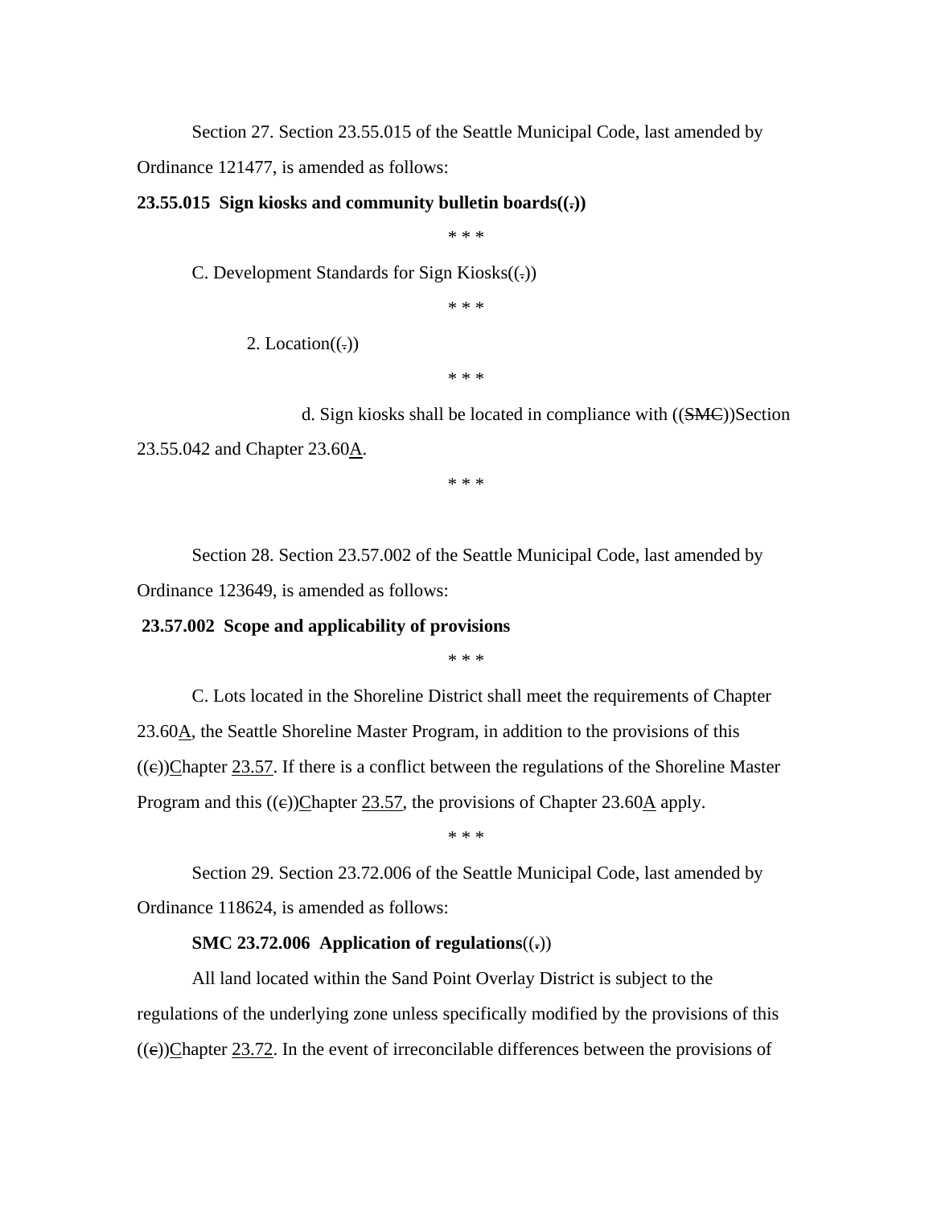Section 27. Section 23.55.015 of the Seattle Municipal Code, last amended by Ordinance 121477, is amended as follows:

**23.55.015 Sign kiosks and community bulletin boards((.))**

\* \* \*

C. Development Standards for Sign Kiosks((.))

\* \* \*

2. Location((.))

\* \* \*

d. Sign kiosks shall be located in compliance with ((~~SMC~~))Section 23.55.042 and Chapter 23.60<u>A</u>.

\* \* \*

Section 28. Section 23.57.002 of the Seattle Municipal Code, last amended by Ordinance 123649, is amended as follows:

**23.57.002 Scope and applicability of provisions**

\* \* \*

C. Lots located in the Shoreline District shall meet the requirements of Chapter 23.60<u>A</u>, the Seattle Shoreline Master Program, in addition to the provisions of this ((~~c~~))<u>C</u>hapter <u>23.57</u>. If there is a conflict between the regulations of the Shoreline Master Program and this ((~~c~~))<u>C</u>hapter <u>23.57</u>, the provisions of Chapter 23.60<u>A</u> apply.

\* \* \*

Section 29. Section 23.72.006 of the Seattle Municipal Code, last amended by Ordinance 118624, is amended as follows:

**SMC 23.72.006 Application of regulations**((.))

All land located within the Sand Point Overlay District is subject to the regulations of the underlying zone unless specifically modified by the provisions of this ((~~c~~))<u>C</u>hapter <u>23.72</u>. In the event of irreconcilable differences between the provisions of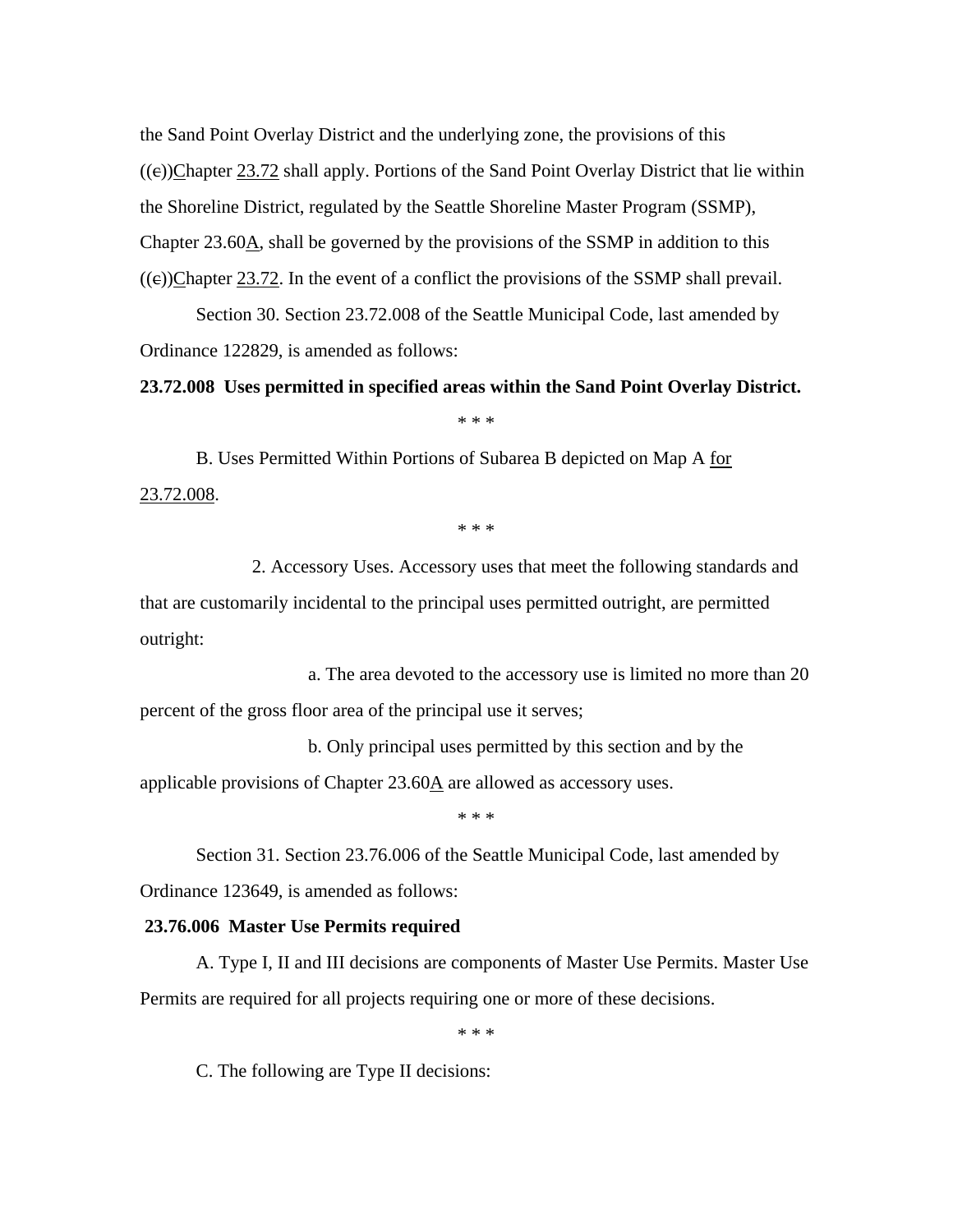the Sand Point Overlay District and the underlying zone, the provisions of this ((c))Chapter 23.72 shall apply. Portions of the Sand Point Overlay District that lie within the Shoreline District, regulated by the Seattle Shoreline Master Program (SSMP), Chapter 23.60A, shall be governed by the provisions of the SSMP in addition to this ((c))Chapter 23.72. In the event of a conflict the provisions of the SSMP shall prevail.

Section 30. Section 23.72.008 of the Seattle Municipal Code, last amended by Ordinance 122829, is amended as follows:

**23.72.008 Uses permitted in specified areas within the Sand Point Overlay District.**

\* \* \*

B. Uses Permitted Within Portions of Subarea B depicted on Map A for 23.72.008.

\* \* \*

2. Accessory Uses. Accessory uses that meet the following standards and that are customarily incidental to the principal uses permitted outright, are permitted outright:

a. The area devoted to the accessory use is limited no more than 20 percent of the gross floor area of the principal use it serves;

b. Only principal uses permitted by this section and by the applicable provisions of Chapter 23.60A are allowed as accessory uses.

\* \* \*

Section 31. Section 23.76.006 of the Seattle Municipal Code, last amended by Ordinance 123649, is amended as follows:

**23.76.006 Master Use Permits required**

A. Type I, II and III decisions are components of Master Use Permits. Master Use Permits are required for all projects requiring one or more of these decisions.

\* \* \*

C. The following are Type II decisions: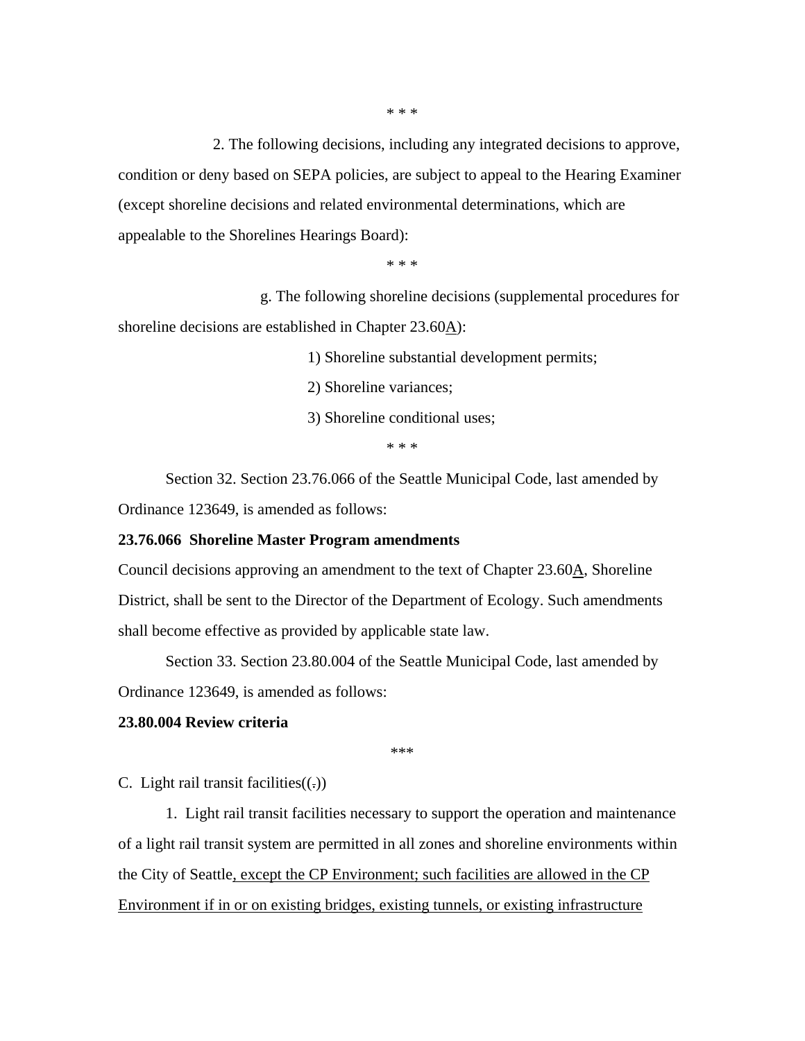\* \* \*

2. The following decisions, including any integrated decisions to approve, condition or deny based on SEPA policies, are subject to appeal to the Hearing Examiner (except shoreline decisions and related environmental determinations, which are appealable to the Shorelines Hearings Board):

\* \* \*

g. The following shoreline decisions (supplemental procedures for shoreline decisions are established in Chapter 23.60<u>A</u>):

1) Shoreline substantial development permits;

2) Shoreline variances;

3) Shoreline conditional uses;

\* \* \*

Section 32. Section 23.76.066 of the Seattle Municipal Code, last amended by Ordinance 123649, is amended as follows:

**23.76.066 Shoreline Master Program amendments**

Council decisions approving an amendment to the text of Chapter 23.60<u>A</u>, Shoreline District, shall be sent to the Director of the Department of Ecology. Such amendments shall become effective as provided by applicable state law.

Section 33. Section 23.80.004 of the Seattle Municipal Code, last amended by Ordinance 123649, is amended as follows:

**23.80.004 Review criteria**

\*\*\*

C. Light rail transit facilities((.))

1. Light rail transit facilities necessary to support the operation and maintenance of a light rail transit system are permitted in all zones and shoreline environments within the City of Seattle<u>, except the CP Environment; such facilities are allowed in the CP Environment if in or on existing bridges, existing tunnels, or existing infrastructure</u>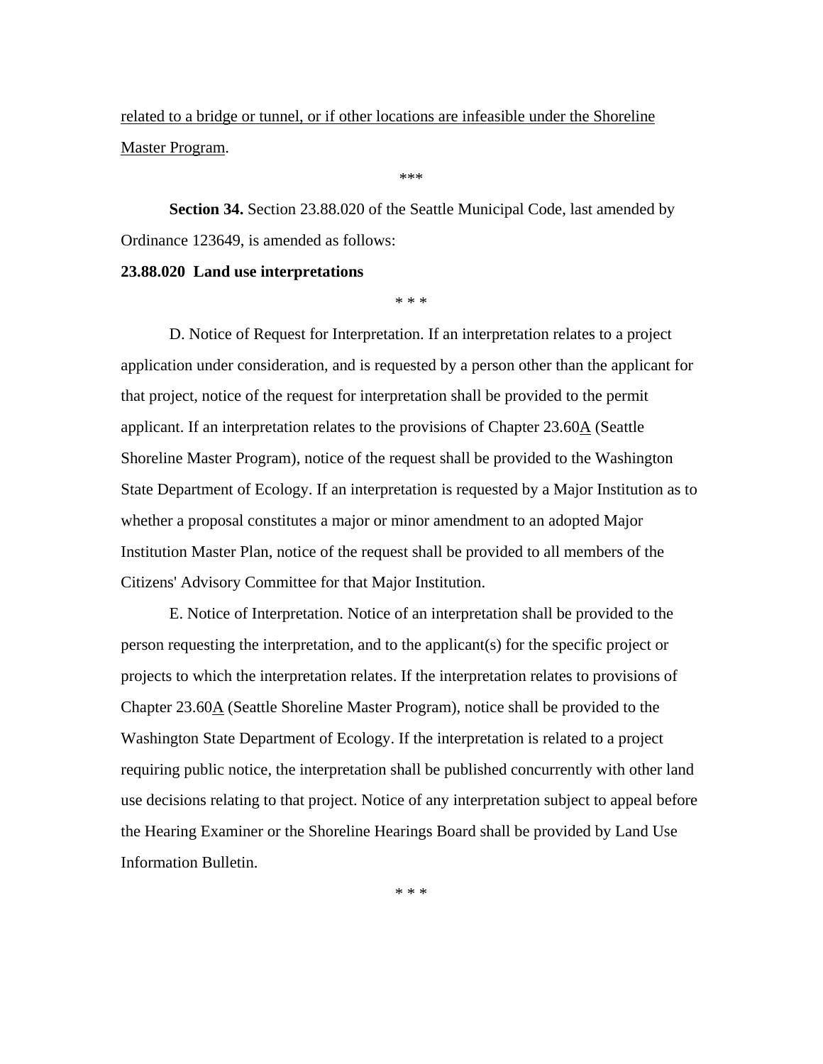related to a bridge or tunnel, or if other locations are infeasible under the Shoreline Master Program.

\*\*\*

**Section 34.** Section 23.88.020 of the Seattle Municipal Code, last amended by Ordinance 123649, is amended as follows:

**23.88.020 Land use interpretations**

\* \* \*

D. Notice of Request for Interpretation. If an interpretation relates to a project application under consideration, and is requested by a person other than the applicant for that project, notice of the request for interpretation shall be provided to the permit applicant. If an interpretation relates to the provisions of Chapter 23.60A (Seattle Shoreline Master Program), notice of the request shall be provided to the Washington State Department of Ecology. If an interpretation is requested by a Major Institution as to whether a proposal constitutes a major or minor amendment to an adopted Major Institution Master Plan, notice of the request shall be provided to all members of the Citizens' Advisory Committee for that Major Institution.

E. Notice of Interpretation. Notice of an interpretation shall be provided to the person requesting the interpretation, and to the applicant(s) for the specific project or projects to which the interpretation relates. If the interpretation relates to provisions of Chapter 23.60A (Seattle Shoreline Master Program), notice shall be provided to the Washington State Department of Ecology. If the interpretation is related to a project requiring public notice, the interpretation shall be published concurrently with other land use decisions relating to that project. Notice of any interpretation subject to appeal before the Hearing Examiner or the Shoreline Hearings Board shall be provided by Land Use Information Bulletin.

\* \* \*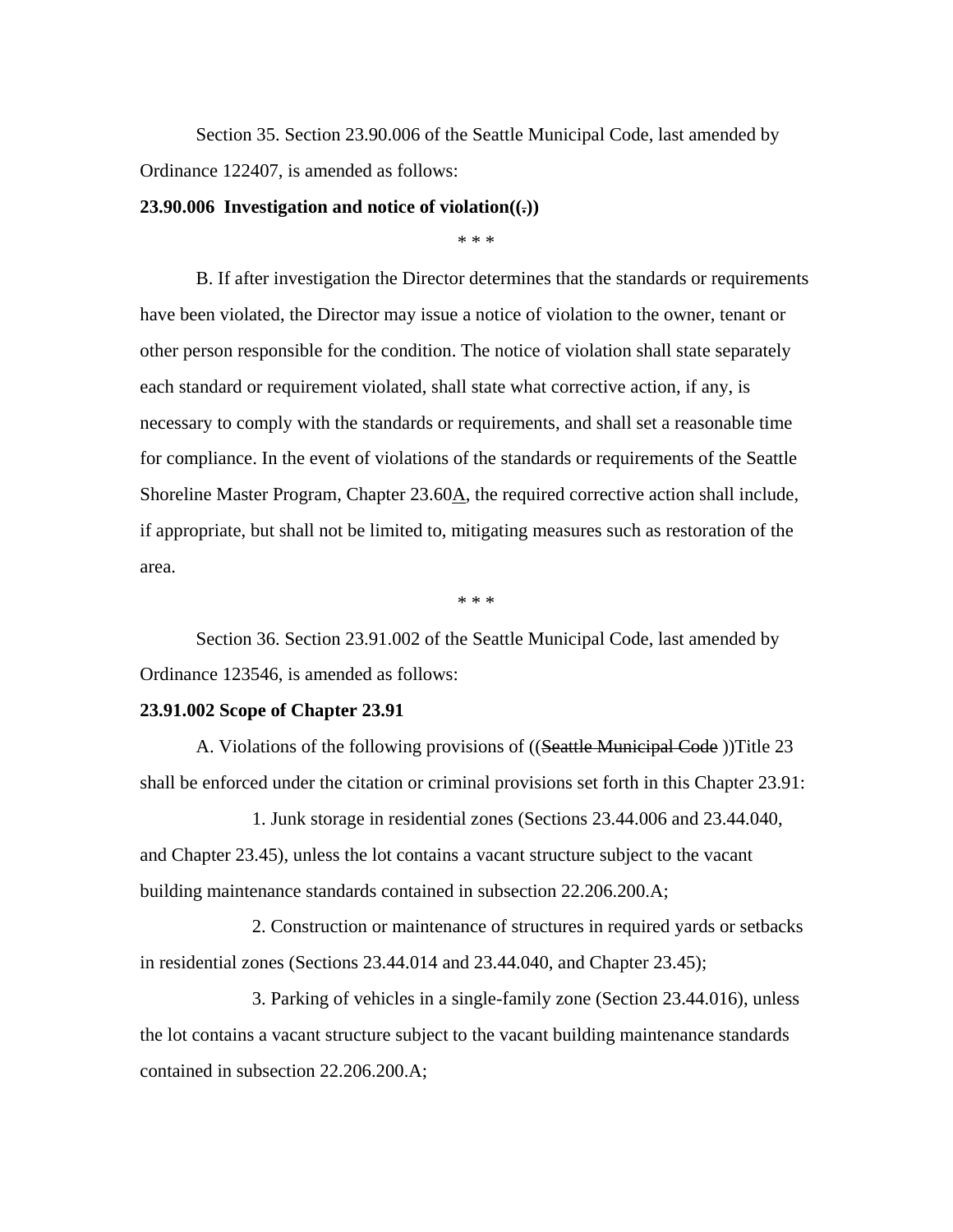Section 35. Section 23.90.006 of the Seattle Municipal Code, last amended by Ordinance 122407, is amended as follows:

**23.90.006 Investigation and notice of violation((~~.~~))**

\* \* \*

B. If after investigation the Director determines that the standards or requirements have been violated, the Director may issue a notice of violation to the owner, tenant or other person responsible for the condition. The notice of violation shall state separately each standard or requirement violated, shall state what corrective action, if any, is necessary to comply with the standards or requirements, and shall set a reasonable time for compliance. In the event of violations of the standards or requirements of the Seattle Shoreline Master Program, Chapter 23.60<u>A</u>, the required corrective action shall include, if appropriate, but shall not be limited to, mitigating measures such as restoration of the area.

\* \* \*

Section 36. Section 23.91.002 of the Seattle Municipal Code, last amended by Ordinance 123546, is amended as follows:

**23.91.002 Scope of Chapter 23.91**

A. Violations of the following provisions of ((~~Seattle Municipal Code~~ ))Title 23 shall be enforced under the citation or criminal provisions set forth in this Chapter 23.91:

1. Junk storage in residential zones (Sections 23.44.006 and 23.44.040, and Chapter 23.45), unless the lot contains a vacant structure subject to the vacant building maintenance standards contained in subsection 22.206.200.A;

2. Construction or maintenance of structures in required yards or setbacks in residential zones (Sections 23.44.014 and 23.44.040, and Chapter 23.45);

3. Parking of vehicles in a single-family zone (Section 23.44.016), unless the lot contains a vacant structure subject to the vacant building maintenance standards contained in subsection 22.206.200.A;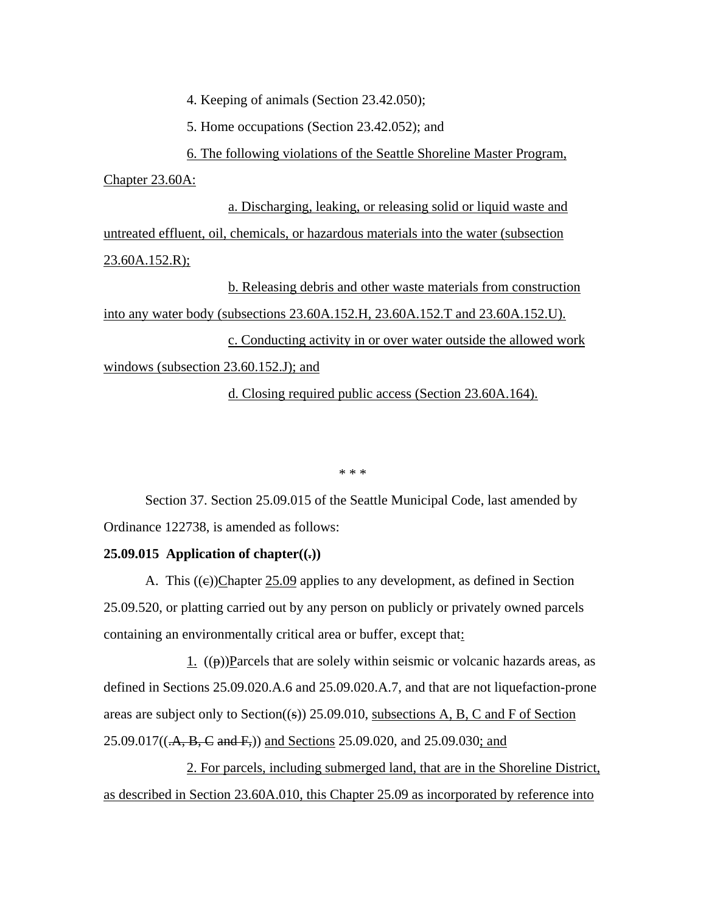4. Keeping of animals (Section 23.42.050);

5. Home occupations (Section 23.42.052); and

<u>6. The following violations of the Seattle Shoreline Master Program, Chapter 23.60A:</u>

<u>a. Discharging, leaking, or releasing solid or liquid waste and untreated effluent, oil, chemicals, or hazardous materials into the water (subsection 23.60A.152.R);</u>

<u>b. Releasing debris and other waste materials from construction into any water body (subsections 23.60A.152.H, 23.60A.152.T and 23.60A.152.U).</u>

<u>c. Conducting activity in or over water outside the allowed work windows (subsection 23.60.152.J); and</u>

<u>d. Closing required public access (Section 23.60A.164).</u>

\* \* \*

Section 37. Section 25.09.015 of the Seattle Municipal Code, last amended by Ordinance 122738, is amended as follows:

**25.09.015 Application of chapter((~~.~~))**

A. This ((~~c~~))<u>C</u>hapter <u>25.09</u> applies to any development, as defined in Section 25.09.520, or platting carried out by any person on publicly or privately owned parcels containing an environmentally critical area or buffer, except that<u>:</u>

<u>1.</u> ((~~p~~))<u>P</u>arcels that are solely within seismic or volcanic hazards areas, as defined in Sections 25.09.020.A.6 and 25.09.020.A.7, and that are not liquefaction-prone areas are subject only to Section((~~s~~)) 25.09.010, <u>subsections A, B, C and F of Section</u> 25.09.017((~~.A, B, C and F,~~)) <u>and Sections</u> 25.09.020, and 25.09.030<u>; and</u>

<u>2. For parcels, including submerged land, that are in the Shoreline District, as described in Section 23.60A.010, this Chapter 25.09 as incorporated by reference into</u>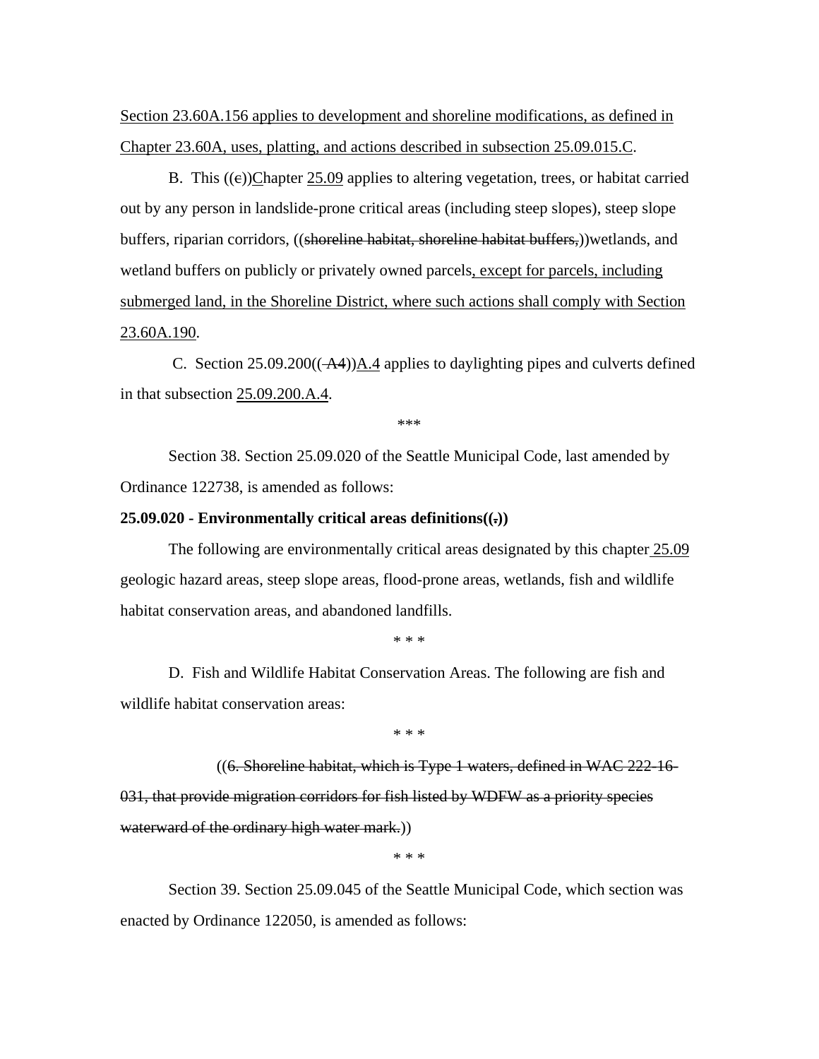Section 23.60A.156 applies to development and shoreline modifications, as defined in Chapter 23.60A, uses, platting, and actions described in subsection 25.09.015.C.

B. This ((c))Chapter 25.09 applies to altering vegetation, trees, or habitat carried out by any person in landslide-prone critical areas (including steep slopes), steep slope buffers, riparian corridors, ((shoreline habitat, shoreline habitat buffers,))wetlands, and wetland buffers on publicly or privately owned parcels, except for parcels, including submerged land, in the Shoreline District, where such actions shall comply with Section 23.60A.190.

C. Section 25.09.200(( A4))A.4 applies to daylighting pipes and culverts defined in that subsection 25.09.200.A.4.

\*\*\*

Section 38. Section 25.09.020 of the Seattle Municipal Code, last amended by Ordinance 122738, is amended as follows:

**25.09.020 - Environmentally critical areas definitions((.))**

The following are environmentally critical areas designated by this chapter 25.09 geologic hazard areas, steep slope areas, flood-prone areas, wetlands, fish and wildlife habitat conservation areas, and abandoned landfills.

\* \* \*

D. Fish and Wildlife Habitat Conservation Areas. The following are fish and wildlife habitat conservation areas:

\* \* \*

((6. Shoreline habitat, which is Type 1 waters, defined in WAC 222-16-031, that provide migration corridors for fish listed by WDFW as a priority species waterward of the ordinary high water mark.))

\* \* \*

Section 39. Section 25.09.045 of the Seattle Municipal Code, which section was enacted by Ordinance 122050, is amended as follows: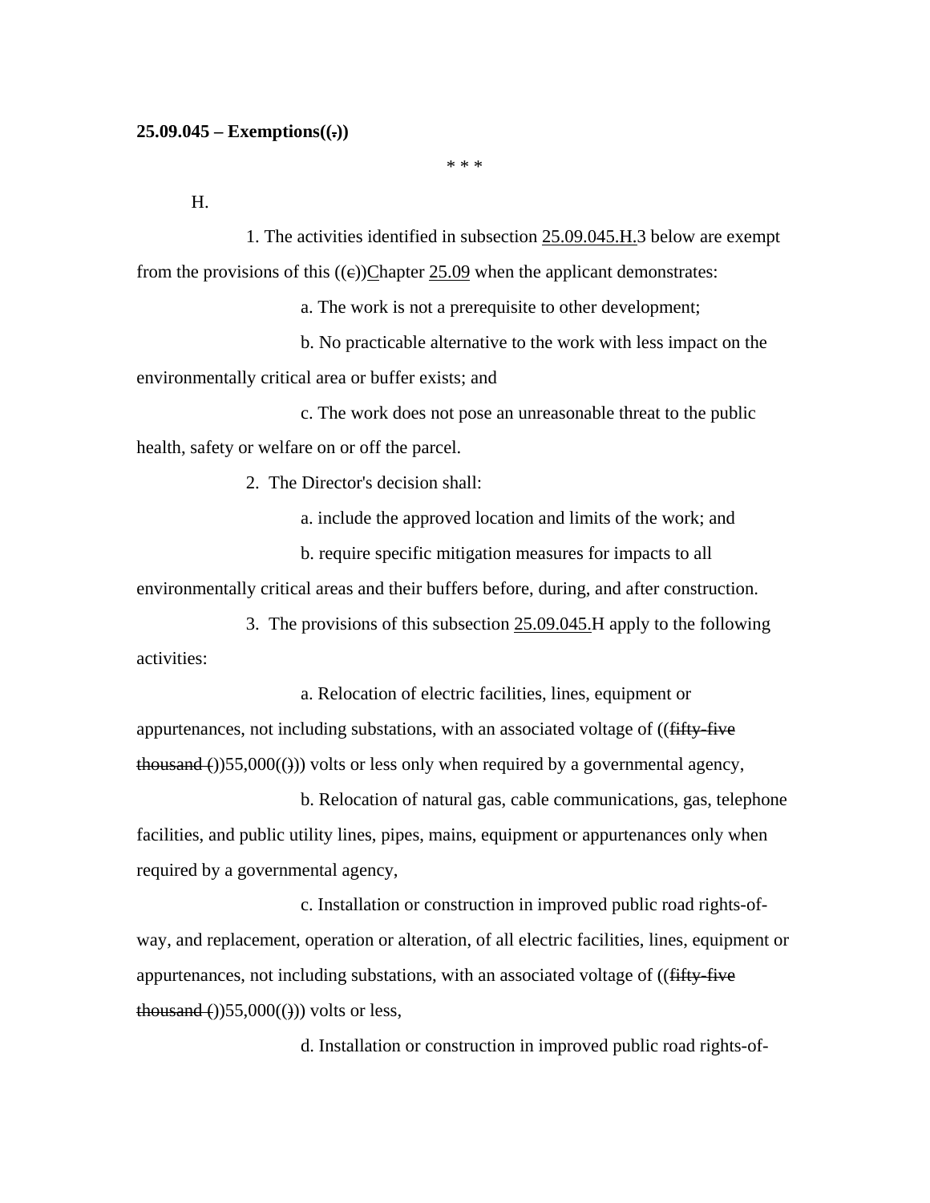**25.09.045 – Exemptions((~~.~~))**

\* \* \*

H.

1. The activities identified in subsection <u>25.09.045.H.</u>3 below are exempt from the provisions of this ((~~c~~))<u>C</u>hapter <u>25.09</u> when the applicant demonstrates:

a. The work is not a prerequisite to other development;

b. No practicable alternative to the work with less impact on the environmentally critical area or buffer exists; and

c. The work does not pose an unreasonable threat to the public health, safety or welfare on or off the parcel.

2. The Director's decision shall:

a. include the approved location and limits of the work; and

b. require specific mitigation measures for impacts to all environmentally critical areas and their buffers before, during, and after construction.

3. The provisions of this subsection <u>25.09.045.</u>H apply to the following activities:

a. Relocation of electric facilities, lines, equipment or appurtenances, not including substations, with an associated voltage of ((~~fifty-five thousand (~~))55,000((~~)~~)) volts or less only when required by a governmental agency,

b. Relocation of natural gas, cable communications, gas, telephone facilities, and public utility lines, pipes, mains, equipment or appurtenances only when required by a governmental agency,

c. Installation or construction in improved public road rights-of-way, and replacement, operation or alteration, of all electric facilities, lines, equipment or appurtenances, not including substations, with an associated voltage of ((~~fifty-five thousand (~~))55,000((~~)~~)) volts or less,

d. Installation or construction in improved public road rights-of-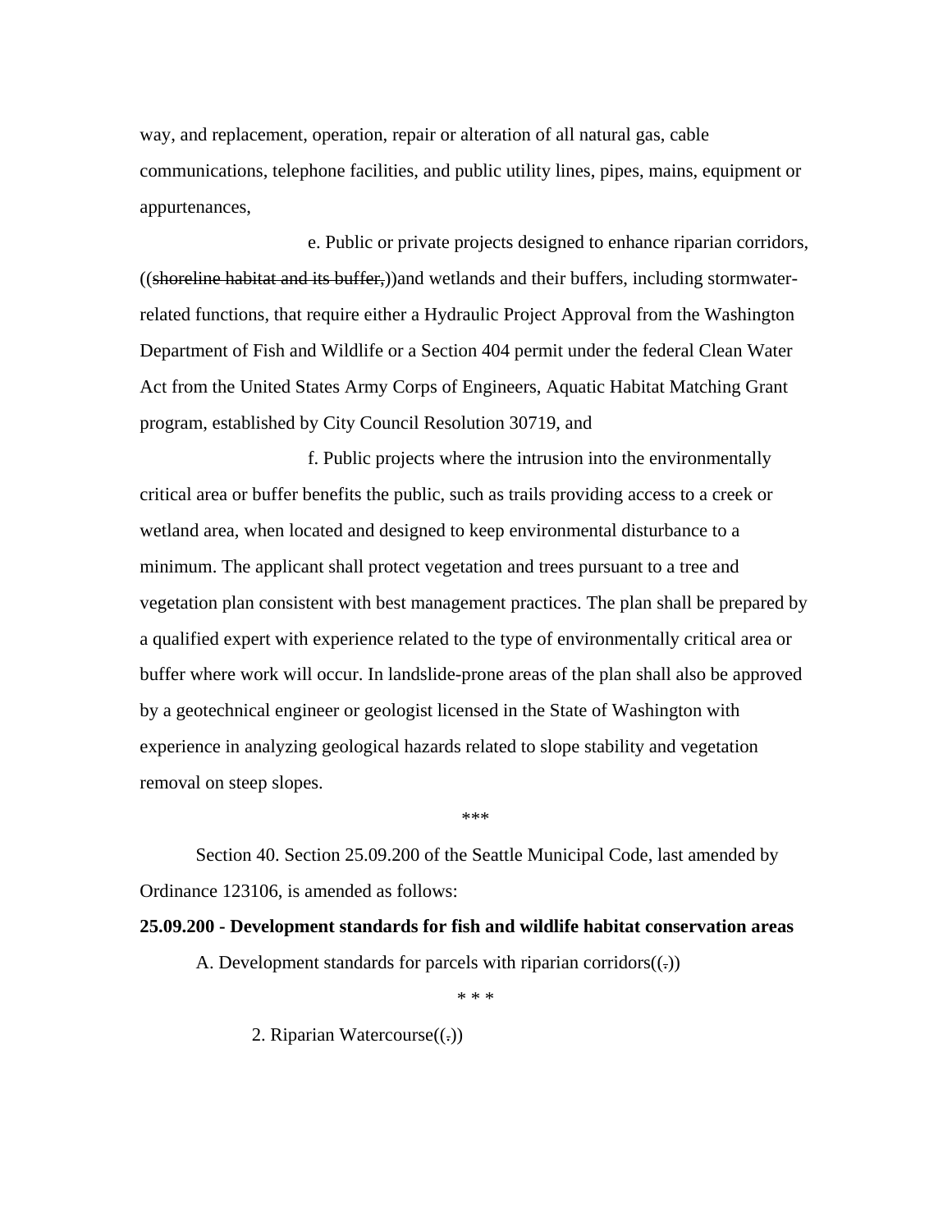way, and replacement, operation, repair or alteration of all natural gas, cable communications, telephone facilities, and public utility lines, pipes, mains, equipment or appurtenances,

e. Public or private projects designed to enhance riparian corridors, ((~~shoreline habitat and its buffer,~~))and wetlands and their buffers, including stormwater-related functions, that require either a Hydraulic Project Approval from the Washington Department of Fish and Wildlife or a Section 404 permit under the federal Clean Water Act from the United States Army Corps of Engineers, Aquatic Habitat Matching Grant program, established by City Council Resolution 30719, and

f. Public projects where the intrusion into the environmentally critical area or buffer benefits the public, such as trails providing access to a creek or wetland area, when located and designed to keep environmental disturbance to a minimum. The applicant shall protect vegetation and trees pursuant to a tree and vegetation plan consistent with best management practices. The plan shall be prepared by a qualified expert with experience related to the type of environmentally critical area or buffer where work will occur. In landslide-prone areas of the plan shall also be approved by a geotechnical engineer or geologist licensed in the State of Washington with experience in analyzing geological hazards related to slope stability and vegetation removal on steep slopes.

***

Section 40. Section 25.09.200 of the Seattle Municipal Code, last amended by Ordinance 123106, is amended as follows:

**25.09.200 - Development standards for fish and wildlife habitat conservation areas**

A. Development standards for parcels with riparian corridors((~~.~~))

* * *

2. Riparian Watercourse((~~.~~))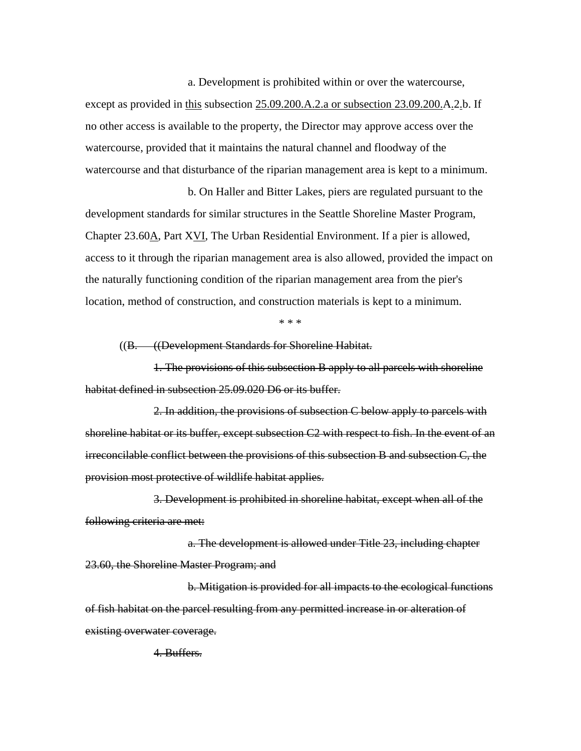a. Development is prohibited within or over the watercourse, except as provided in this subsection 25.09.200.A.2.a or subsection 23.09.200.A.2.b. If no other access is available to the property, the Director may approve access over the watercourse, provided that it maintains the natural channel and floodway of the watercourse and that disturbance of the riparian management area is kept to a minimum.

b. On Haller and Bitter Lakes, piers are regulated pursuant to the development standards for similar structures in the Seattle Shoreline Master Program, Chapter 23.60A, Part XVI, The Urban Residential Environment. If a pier is allowed, access to it through the riparian management area is also allowed, provided the impact on the naturally functioning condition of the riparian management area from the pier's location, method of construction, and construction materials is kept to a minimum.

\* \* \*

((~~B. ((Development Standards for Shoreline Habitat.~~

~~1. The provisions of this subsection B apply to all parcels with shoreline habitat defined in subsection 25.09.020 D6 or its buffer.~~

~~2. In addition, the provisions of subsection C below apply to parcels with shoreline habitat or its buffer, except subsection C2 with respect to fish. In the event of an irreconcilable conflict between the provisions of this subsection B and subsection C, the provision most protective of wildlife habitat applies.~~

~~3. Development is prohibited in shoreline habitat, except when all of the following criteria are met:~~

~~a. The development is allowed under Title 23, including chapter 23.60, the Shoreline Master Program; and~~

~~b. Mitigation is provided for all impacts to the ecological functions of fish habitat on the parcel resulting from any permitted increase in or alteration of existing overwater coverage.~~

~~4. Buffers.~~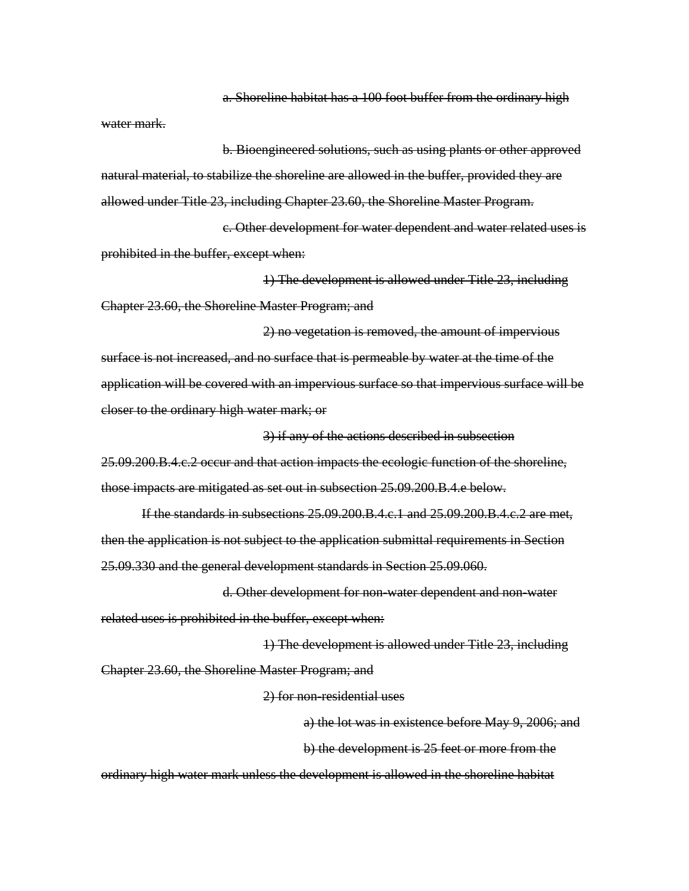~~a. Shoreline habitat has a 100 foot buffer from the ordinary high water mark.~~

~~b. Bioengineered solutions, such as using plants or other approved natural material, to stabilize the shoreline are allowed in the buffer, provided they are allowed under Title 23, including Chapter 23.60, the Shoreline Master Program.~~

~~c. Other development for water dependent and water related uses is prohibited in the buffer, except when:~~

~~1) The development is allowed under Title 23, including Chapter 23.60, the Shoreline Master Program; and~~

~~2) no vegetation is removed, the amount of impervious surface is not increased, and no surface that is permeable by water at the time of the application will be covered with an impervious surface so that impervious surface will be closer to the ordinary high water mark; or~~

~~3) if any of the actions described in subsection 25.09.200.B.4.c.2 occur and that action impacts the ecologic function of the shoreline, those impacts are mitigated as set out in subsection 25.09.200.B.4.e below.~~

~~If the standards in subsections 25.09.200.B.4.c.1 and 25.09.200.B.4.c.2 are met, then the application is not subject to the application submittal requirements in Section 25.09.330 and the general development standards in Section 25.09.060.~~

~~d. Other development for non-water dependent and non-water related uses is prohibited in the buffer, except when:~~

~~1) The development is allowed under Title 23, including Chapter 23.60, the Shoreline Master Program; and~~

~~2) for non-residential uses~~

~~a) the lot was in existence before May 9, 2006; and~~

~~b) the development is 25 feet or more from the ordinary high water mark unless the development is allowed in the shoreline habitat~~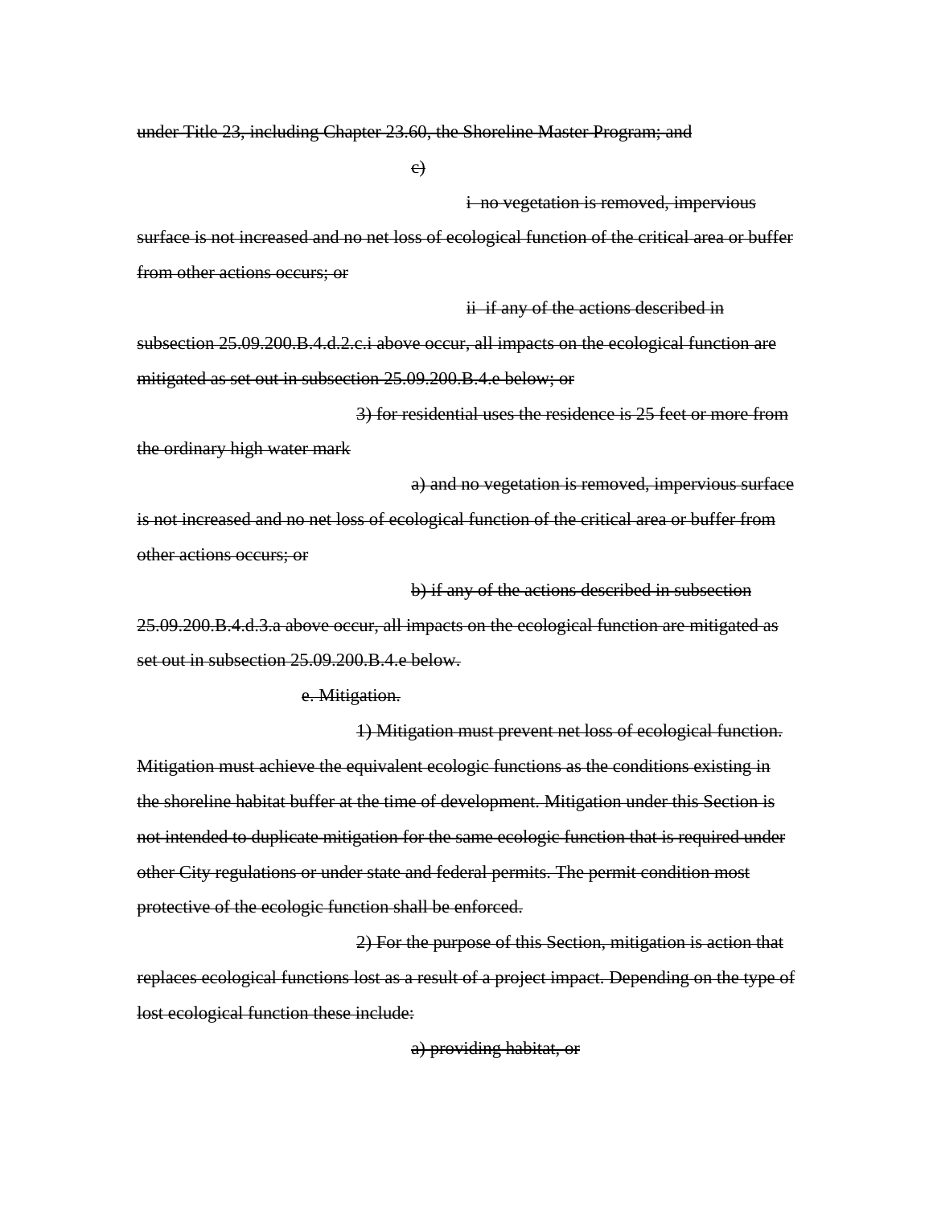~~under Title 23, including Chapter 23.60, the Shoreline Master Program; and~~

~~c)~~

~~i no vegetation is removed, impervious surface is not increased and no net loss of ecological function of the critical area or buffer from other actions occurs; or~~

~~ii if any of the actions described in subsection 25.09.200.B.4.d.2.c.i above occur, all impacts on the ecological function are mitigated as set out in subsection 25.09.200.B.4.e below; or~~

~~3) for residential uses the residence is 25 feet or more from the ordinary high water mark~~

~~a) and no vegetation is removed, impervious surface is not increased and no net loss of ecological function of the critical area or buffer from other actions occurs; or~~

~~b) if any of the actions described in subsection 25.09.200.B.4.d.3.a above occur, all impacts on the ecological function are mitigated as set out in subsection 25.09.200.B.4.e below.~~

~~e. Mitigation.~~

~~1) Mitigation must prevent net loss of ecological function. Mitigation must achieve the equivalent ecologic functions as the conditions existing in the shoreline habitat buffer at the time of development. Mitigation under this Section is not intended to duplicate mitigation for the same ecologic function that is required under other City regulations or under state and federal permits. The permit condition most protective of the ecologic function shall be enforced.~~

~~2) For the purpose of this Section, mitigation is action that replaces ecological functions lost as a result of a project impact. Depending on the type of lost ecological function these include:~~

~~a) providing habitat, or~~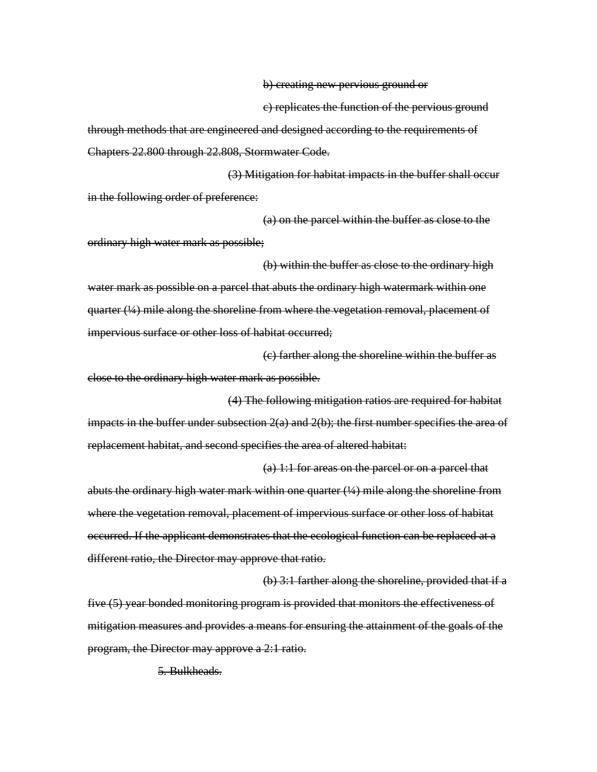~~b) creating new pervious ground or~~

~~c) replicates the function of the pervious ground through methods that are engineered and designed according to the requirements of Chapters 22.800 through 22.808, Stormwater Code.~~

~~(3) Mitigation for habitat impacts in the buffer shall occur in the following order of preference:~~

~~(a) on the parcel within the buffer as close to the ordinary high water mark as possible;~~

~~(b) within the buffer as close to the ordinary high water mark as possible on a parcel that abuts the ordinary high watermark within one quarter (¼) mile along the shoreline from where the vegetation removal, placement of impervious surface or other loss of habitat occurred;~~

~~(c) farther along the shoreline within the buffer as close to the ordinary high water mark as possible.~~

~~(4) The following mitigation ratios are required for habitat impacts in the buffer under subsection 2(a) and 2(b); the first number specifies the area of replacement habitat, and second specifies the area of altered habitat:~~

~~(a) 1:1 for areas on the parcel or on a parcel that abuts the ordinary high water mark within one quarter (¼) mile along the shoreline from where the vegetation removal, placement of impervious surface or other loss of habitat occurred. If the applicant demonstrates that the ecological function can be replaced at a different ratio, the Director may approve that ratio.~~

~~(b) 3:1 farther along the shoreline, provided that if a five (5) year bonded monitoring program is provided that monitors the effectiveness of mitigation measures and provides a means for ensuring the attainment of the goals of the program, the Director may approve a 2:1 ratio.~~

~~5. Bulkheads.~~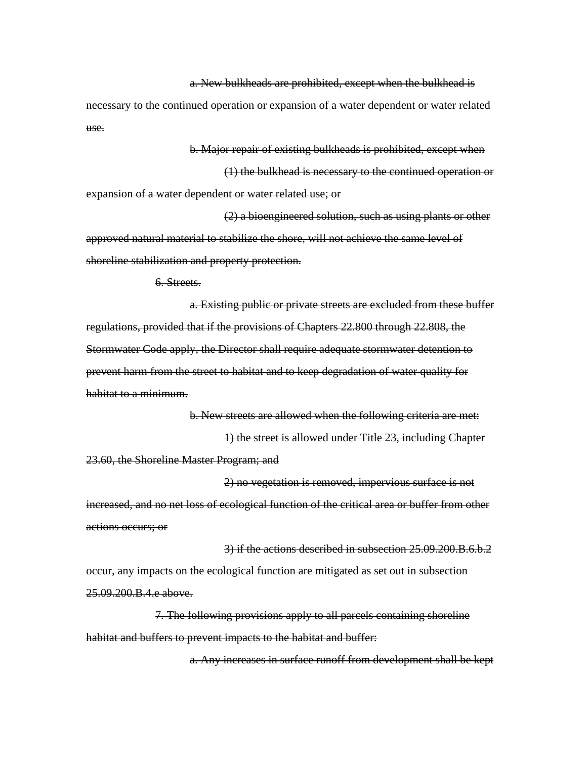~~a. New bulkheads are prohibited, except when the bulkhead is necessary to the continued operation or expansion of a water dependent or water related use.~~

~~b. Major repair of existing bulkheads is prohibited, except when~~

~~(1) the bulkhead is necessary to the continued operation or expansion of a water dependent or water related use; or~~

~~(2) a bioengineered solution, such as using plants or other approved natural material to stabilize the shore, will not achieve the same level of shoreline stabilization and property protection.~~

~~6. Streets.~~

~~a. Existing public or private streets are excluded from these buffer regulations, provided that if the provisions of Chapters 22.800 through 22.808, the Stormwater Code apply, the Director shall require adequate stormwater detention to prevent harm from the street to habitat and to keep degradation of water quality for habitat to a minimum.~~

~~b. New streets are allowed when the following criteria are met:~~

~~1) the street is allowed under Title 23, including Chapter 23.60, the Shoreline Master Program; and~~

~~2) no vegetation is removed, impervious surface is not increased, and no net loss of ecological function of the critical area or buffer from other actions occurs; or~~

~~3) if the actions described in subsection 25.09.200.B.6.b.2 occur, any impacts on the ecological function are mitigated as set out in subsection 25.09.200.B.4.e above.~~

~~7. The following provisions apply to all parcels containing shoreline habitat and buffers to prevent impacts to the habitat and buffer:~~

~~a. Any increases in surface runoff from development shall be kept~~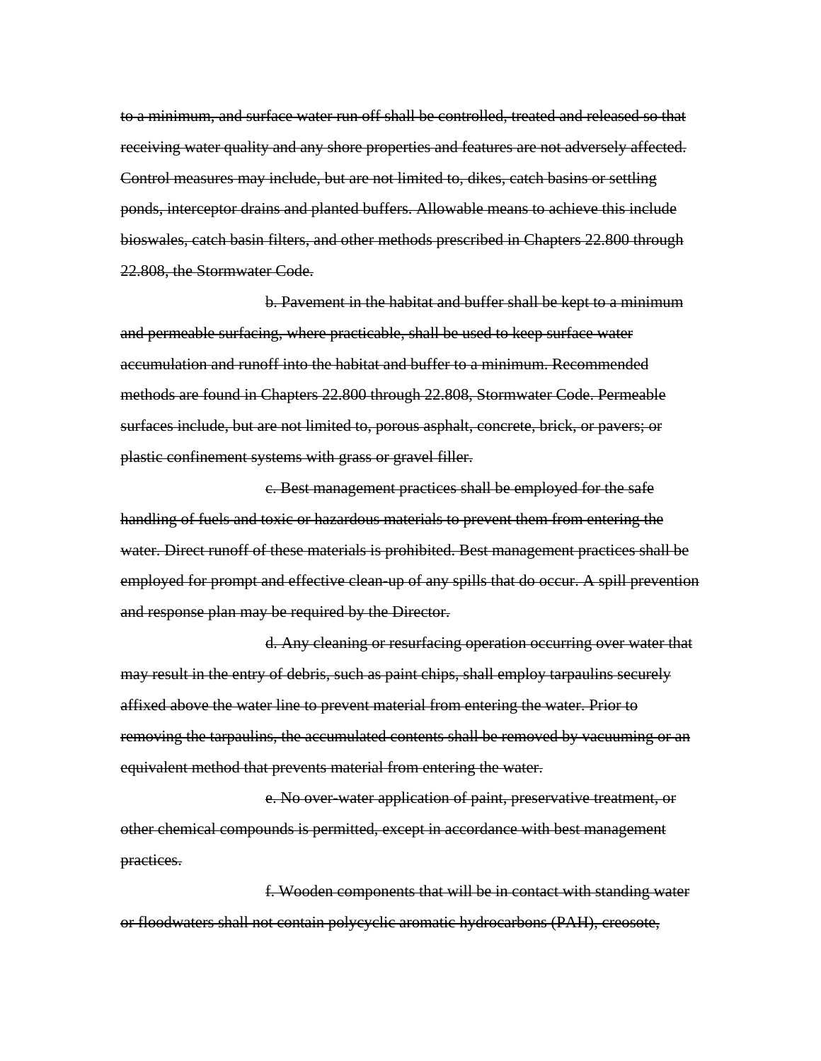~~to a minimum, and surface water run off shall be controlled, treated and released so that receiving water quality and any shore properties and features are not adversely affected. Control measures may include, but are not limited to, dikes, catch basins or settling ponds, interceptor drains and planted buffers. Allowable means to achieve this include bioswales, catch basin filters, and other methods prescribed in Chapters 22.800 through 22.808, the Stormwater Code.~~

~~b. Pavement in the habitat and buffer shall be kept to a minimum and permeable surfacing, where practicable, shall be used to keep surface water accumulation and runoff into the habitat and buffer to a minimum. Recommended methods are found in Chapters 22.800 through 22.808, Stormwater Code. Permeable surfaces include, but are not limited to, porous asphalt, concrete, brick, or pavers; or plastic confinement systems with grass or gravel filler.~~

~~c. Best management practices shall be employed for the safe handling of fuels and toxic or hazardous materials to prevent them from entering the water. Direct runoff of these materials is prohibited. Best management practices shall be employed for prompt and effective clean-up of any spills that do occur. A spill prevention and response plan may be required by the Director.~~

~~d. Any cleaning or resurfacing operation occurring over water that may result in the entry of debris, such as paint chips, shall employ tarpaulins securely affixed above the water line to prevent material from entering the water. Prior to removing the tarpaulins, the accumulated contents shall be removed by vacuuming or an equivalent method that prevents material from entering the water.~~

~~e. No over-water application of paint, preservative treatment, or other chemical compounds is permitted, except in accordance with best management practices.~~

~~f. Wooden components that will be in contact with standing water or floodwaters shall not contain polycyclic aromatic hydrocarbons (PAH), creosote,~~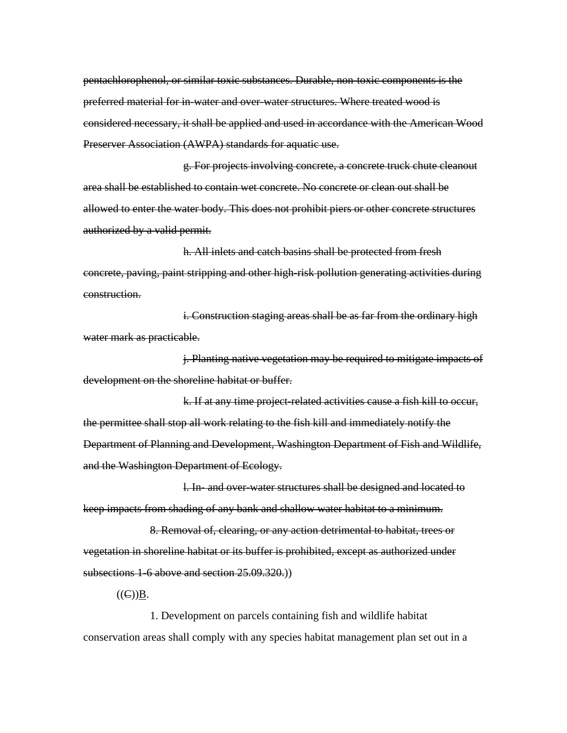~~pentachlorophenol, or similar toxic substances. Durable, non-toxic components is the preferred material for in-water and over-water structures. Where treated wood is considered necessary, it shall be applied and used in accordance with the American Wood Preserver Association (AWPA) standards for aquatic use.~~

~~g. For projects involving concrete, a concrete truck chute cleanout area shall be established to contain wet concrete. No concrete or clean out shall be allowed to enter the water body. This does not prohibit piers or other concrete structures authorized by a valid permit.~~

~~h. All inlets and catch basins shall be protected from fresh concrete, paving, paint stripping and other high-risk pollution generating activities during construction.~~

~~i. Construction staging areas shall be as far from the ordinary high water mark as practicable.~~

~~j. Planting native vegetation may be required to mitigate impacts of development on the shoreline habitat or buffer.~~

~~k. If at any time project-related activities cause a fish kill to occur, the permittee shall stop all work relating to the fish kill and immediately notify the Department of Planning and Development, Washington Department of Fish and Wildlife, and the Washington Department of Ecology.~~

~~l. In- and over-water structures shall be designed and located to keep impacts from shading of any bank and shallow water habitat to a minimum.~~

~~8. Removal of, clearing, or any action detrimental to habitat, trees or vegetation in shoreline habitat or its buffer is prohibited, except as authorized under subsections 1-6 above and section 25.09.320.~~))

((~~C~~))<u>B</u>.

1. Development on parcels containing fish and wildlife habitat conservation areas shall comply with any species habitat management plan set out in a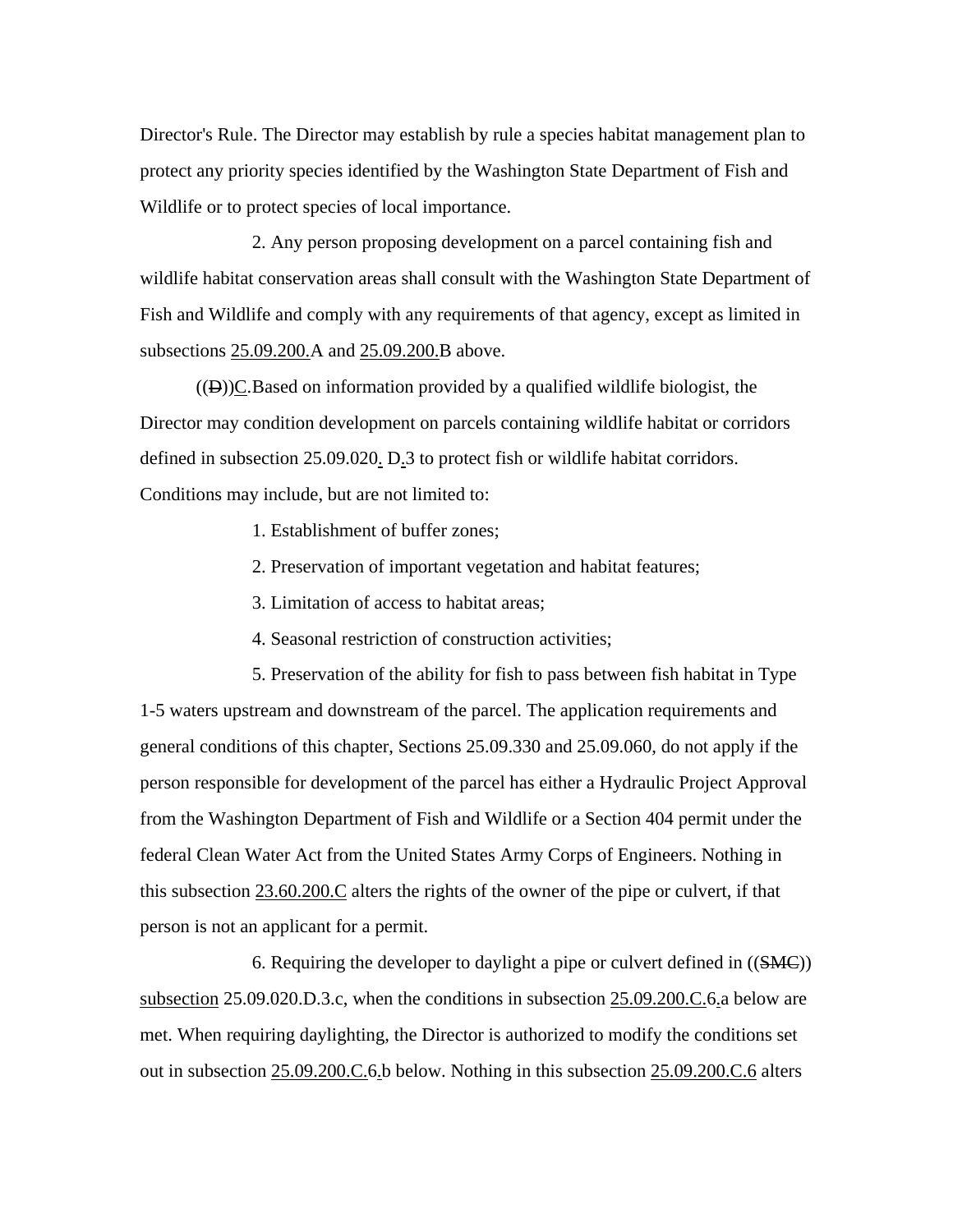Director's Rule. The Director may establish by rule a species habitat management plan to protect any priority species identified by the Washington State Department of Fish and Wildlife or to protect species of local importance.

2. Any person proposing development on a parcel containing fish and wildlife habitat conservation areas shall consult with the Washington State Department of Fish and Wildlife and comply with any requirements of that agency, except as limited in subsections 25.09.200.A and 25.09.200.B above.

((~~D~~))C.Based on information provided by a qualified wildlife biologist, the Director may condition development on parcels containing wildlife habitat or corridors defined in subsection 25.09.020. D.3 to protect fish or wildlife habitat corridors. Conditions may include, but are not limited to:

1. Establishment of buffer zones;

2. Preservation of important vegetation and habitat features;

3. Limitation of access to habitat areas;

4. Seasonal restriction of construction activities;

5. Preservation of the ability for fish to pass between fish habitat in Type 1-5 waters upstream and downstream of the parcel. The application requirements and general conditions of this chapter, Sections 25.09.330 and 25.09.060, do not apply if the person responsible for development of the parcel has either a Hydraulic Project Approval from the Washington Department of Fish and Wildlife or a Section 404 permit under the federal Clean Water Act from the United States Army Corps of Engineers. Nothing in this subsection 23.60.200.C alters the rights of the owner of the pipe or culvert, if that person is not an applicant for a permit.

6. Requiring the developer to daylight a pipe or culvert defined in ((~~SMC~~)) subsection 25.09.020.D.3.c, when the conditions in subsection 25.09.200.C.6.a below are met. When requiring daylighting, the Director is authorized to modify the conditions set out in subsection 25.09.200.C.6.b below. Nothing in this subsection 25.09.200.C.6 alters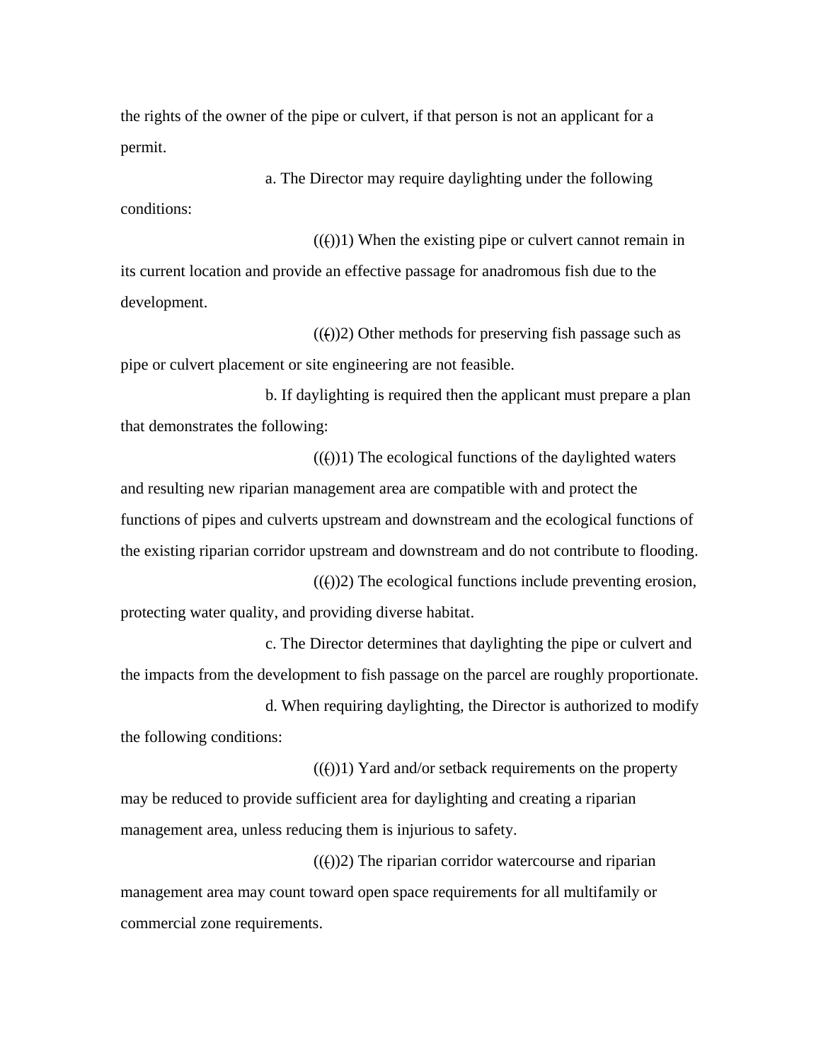the rights of the owner of the pipe or culvert, if that person is not an applicant for a permit.

a. The Director may require daylighting under the following conditions:

((~~(~~))1) When the existing pipe or culvert cannot remain in its current location and provide an effective passage for anadromous fish due to the development.

((~~(~~))2) Other methods for preserving fish passage such as pipe or culvert placement or site engineering are not feasible.

b. If daylighting is required then the applicant must prepare a plan that demonstrates the following:

((~~(~~))1) The ecological functions of the daylighted waters and resulting new riparian management area are compatible with and protect the functions of pipes and culverts upstream and downstream and the ecological functions of the existing riparian corridor upstream and downstream and do not contribute to flooding.

((~~(~~))2) The ecological functions include preventing erosion, protecting water quality, and providing diverse habitat.

c. The Director determines that daylighting the pipe or culvert and the impacts from the development to fish passage on the parcel are roughly proportionate.

d. When requiring daylighting, the Director is authorized to modify the following conditions:

((~~(~~))1) Yard and/or setback requirements on the property may be reduced to provide sufficient area for daylighting and creating a riparian management area, unless reducing them is injurious to safety.

((~~(~~))2) The riparian corridor watercourse and riparian management area may count toward open space requirements for all multifamily or commercial zone requirements.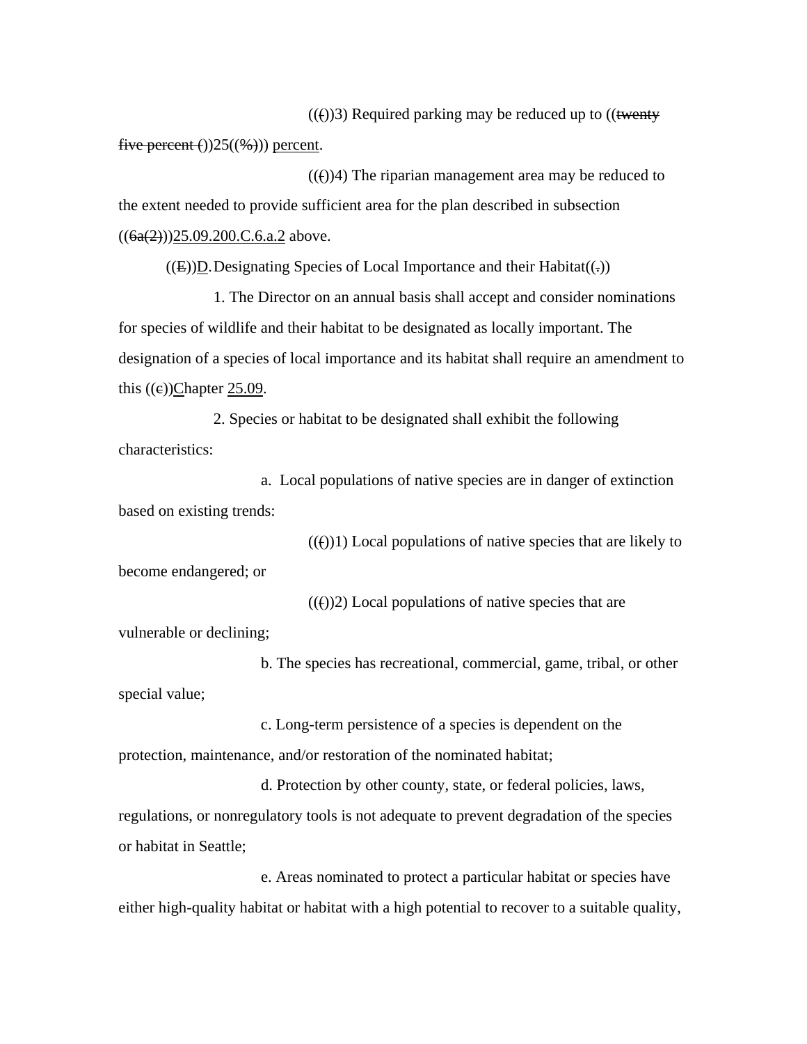((~~(~~))3) Required parking may be reduced up to ((~~twenty five percent (~~))25((~~%)~~)) <u>percent</u>.

((~~(~~))4) The riparian management area may be reduced to the extent needed to provide sufficient area for the plan described in subsection ((~~6a(2)~~))<u>25.09.200.C.6.a.2</u> above.

((~~E~~))<u>D</u>. Designating Species of Local Importance and their Habitat((~~.~~))

1. The Director on an annual basis shall accept and consider nominations for species of wildlife and their habitat to be designated as locally important. The designation of a species of local importance and its habitat shall require an amendment to this ((~~c~~))<u>C</u>hapter <u>25.09</u>.

2. Species or habitat to be designated shall exhibit the following characteristics:

a. Local populations of native species are in danger of extinction based on existing trends:

((~~(~~))1) Local populations of native species that are likely to become endangered; or

((~~(~~))2) Local populations of native species that are vulnerable or declining;

b. The species has recreational, commercial, game, tribal, or other special value;

c. Long-term persistence of a species is dependent on the protection, maintenance, and/or restoration of the nominated habitat;

d. Protection by other county, state, or federal policies, laws, regulations, or nonregulatory tools is not adequate to prevent degradation of the species or habitat in Seattle;

e. Areas nominated to protect a particular habitat or species have either high-quality habitat or habitat with a high potential to recover to a suitable quality,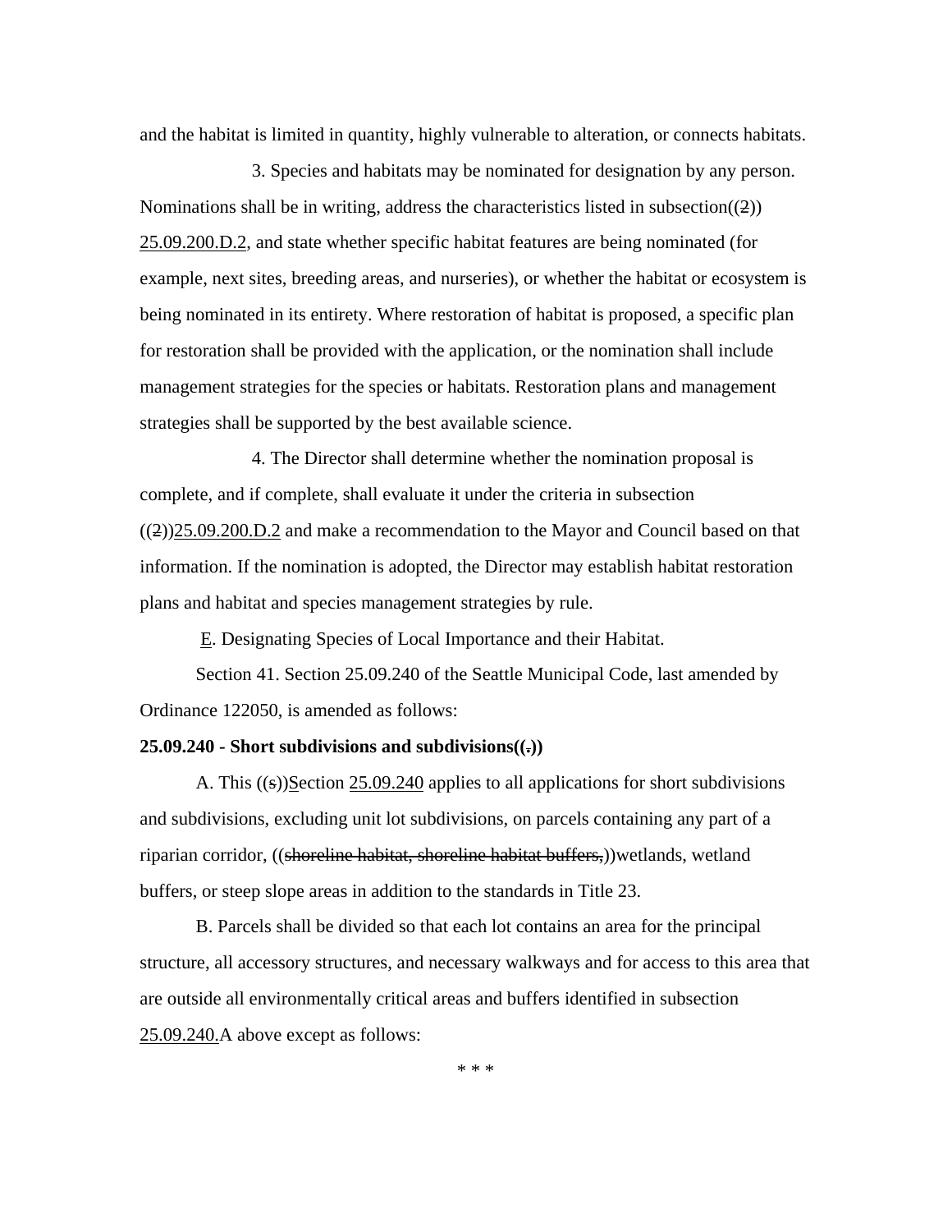and the habitat is limited in quantity, highly vulnerable to alteration, or connects habitats.

3. Species and habitats may be nominated for designation by any person. Nominations shall be in writing, address the characteristics listed in subsection((~~2~~)) <u>25.09.200.D.2</u>, and state whether specific habitat features are being nominated (for example, next sites, breeding areas, and nurseries), or whether the habitat or ecosystem is being nominated in its entirety. Where restoration of habitat is proposed, a specific plan for restoration shall be provided with the application, or the nomination shall include management strategies for the species or habitats. Restoration plans and management strategies shall be supported by the best available science.

4. The Director shall determine whether the nomination proposal is complete, and if complete, shall evaluate it under the criteria in subsection ((~~2~~))<u>25.09.200.D.2</u> and make a recommendation to the Mayor and Council based on that information. If the nomination is adopted, the Director may establish habitat restoration plans and habitat and species management strategies by rule.

<u>E</u>. Designating Species of Local Importance and their Habitat.

Section 41. Section 25.09.240 of the Seattle Municipal Code, last amended by Ordinance 122050, is amended as follows:

**25.09.240 - Short subdivisions and subdivisions((~~.~~))**

A. This ((~~s~~))<u>S</u>ection <u>25.09.240</u> applies to all applications for short subdivisions and subdivisions, excluding unit lot subdivisions, on parcels containing any part of a riparian corridor, ((~~shoreline habitat, shoreline habitat buffers,~~))wetlands, wetland buffers, or steep slope areas in addition to the standards in Title 23.

B. Parcels shall be divided so that each lot contains an area for the principal structure, all accessory structures, and necessary walkways and for access to this area that are outside all environmentally critical areas and buffers identified in subsection <u>25.09.240.</u>A above except as follows:

\* \* \*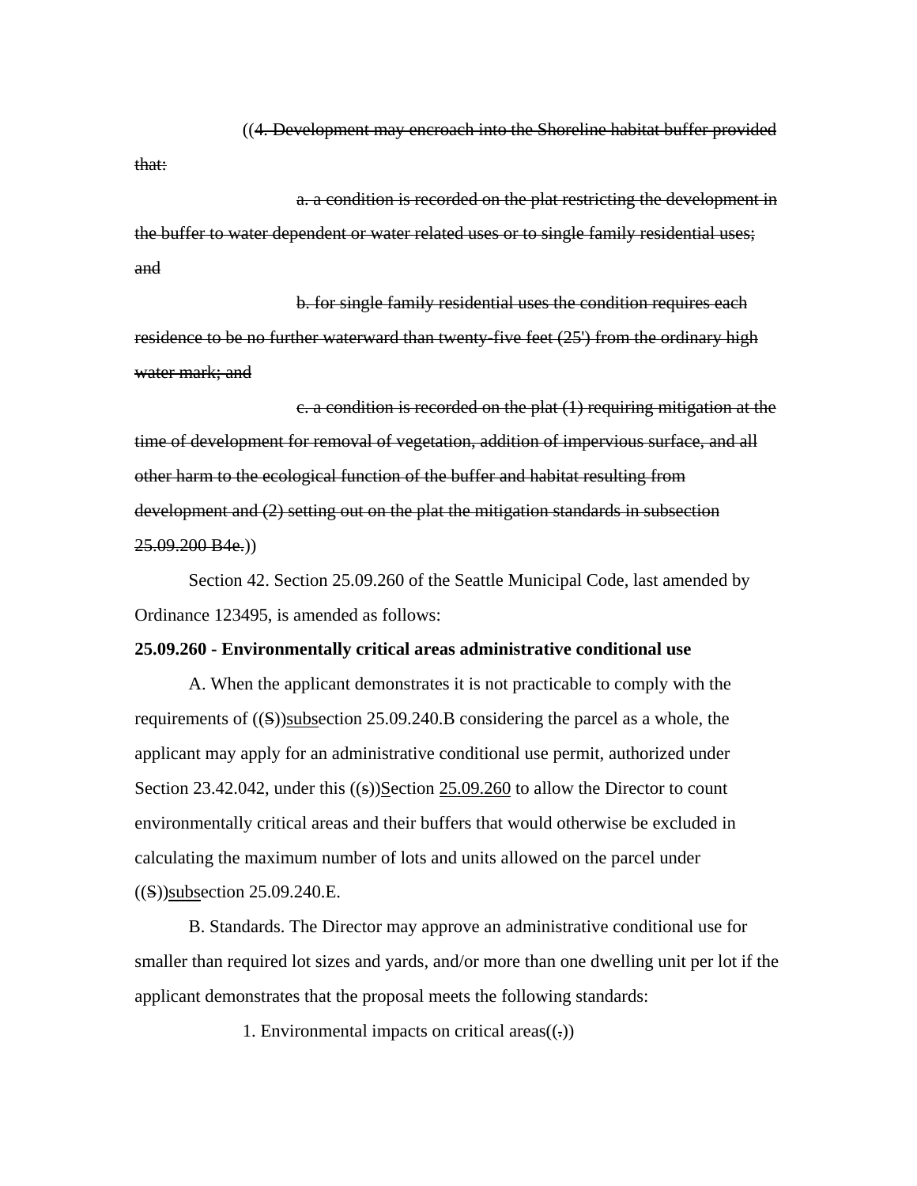((~~4. Development may encroach into the Shoreline habitat buffer provided that:~~

~~a. a condition is recorded on the plat restricting the development in the buffer to water dependent or water related uses or to single family residential uses; and~~

~~b. for single family residential uses the condition requires each residence to be no further waterward than twenty-five feet (25') from the ordinary high water mark; and~~

~~c. a condition is recorded on the plat (1) requiring mitigation at the time of development for removal of vegetation, addition of impervious surface, and all other harm to the ecological function of the buffer and habitat resulting from development and (2) setting out on the plat the mitigation standards in subsection 25.09.200 B4e.~~))

Section 42. Section 25.09.260 of the Seattle Municipal Code, last amended by Ordinance 123495, is amended as follows:

**25.09.260 - Environmentally critical areas administrative conditional use**

A. When the applicant demonstrates it is not practicable to comply with the requirements of ((~~S~~))<u>subs</u>ection 25.09.240.B considering the parcel as a whole, the applicant may apply for an administrative conditional use permit, authorized under Section 23.42.042, under this ((~~s~~))<u>S</u>ection <u>25.09.260</u> to allow the Director to count environmentally critical areas and their buffers that would otherwise be excluded in calculating the maximum number of lots and units allowed on the parcel under ((~~S~~))<u>subs</u>ection 25.09.240.E.

B. Standards. The Director may approve an administrative conditional use for smaller than required lot sizes and yards, and/or more than one dwelling unit per lot if the applicant demonstrates that the proposal meets the following standards:

1. Environmental impacts on critical areas((~~.~~))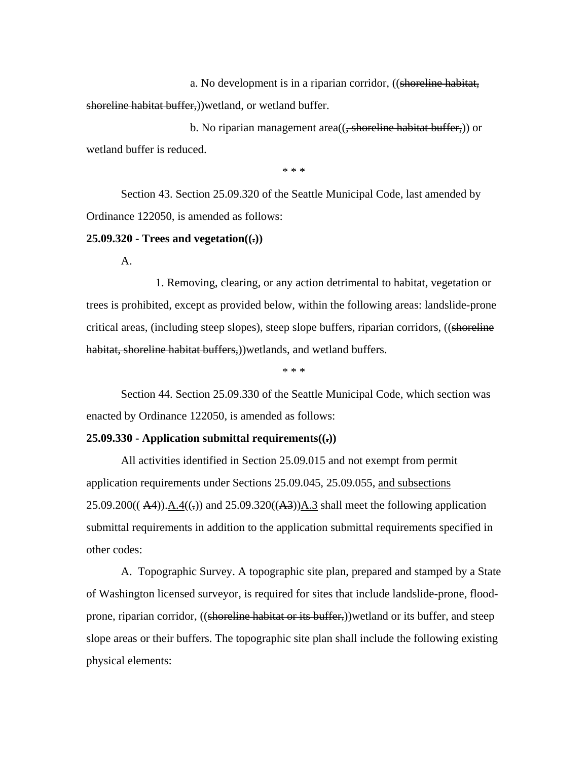a. No development is in a riparian corridor, ((~~shoreline habitat, shoreline habitat buffer,~~))wetland, or wetland buffer.

b. No riparian management area((~~, shoreline habitat buffer,~~)) or wetland buffer is reduced.

\* \* \*

Section 43. Section 25.09.320 of the Seattle Municipal Code, last amended by Ordinance 122050, is amended as follows:

**25.09.320 - Trees and vegetation((~~.~~))**

A.

1. Removing, clearing, or any action detrimental to habitat, vegetation or trees is prohibited, except as provided below, within the following areas: landslide-prone critical areas, (including steep slopes), steep slope buffers, riparian corridors, ((~~shoreline habitat, shoreline habitat buffers,~~))wetlands, and wetland buffers.

\* \* \*

Section 44. Section 25.09.330 of the Seattle Municipal Code, which section was enacted by Ordinance 122050, is amended as follows:

**25.09.330 - Application submittal requirements((~~.~~))**

All activities identified in Section 25.09.015 and not exempt from permit application requirements under Sections 25.09.045, 25.09.055, <u>and subsections</u> 25.09.200(( ~~A4~~)).<u>A.4</u>((~~,~~)) and 25.09.320((~~A3~~))<u>A.3</u> shall meet the following application submittal requirements in addition to the application submittal requirements specified in other codes:

A. Topographic Survey. A topographic site plan, prepared and stamped by a State of Washington licensed surveyor, is required for sites that include landslide-prone, flood-prone, riparian corridor, ((~~shoreline habitat or its buffer,~~))wetland or its buffer, and steep slope areas or their buffers. The topographic site plan shall include the following existing physical elements: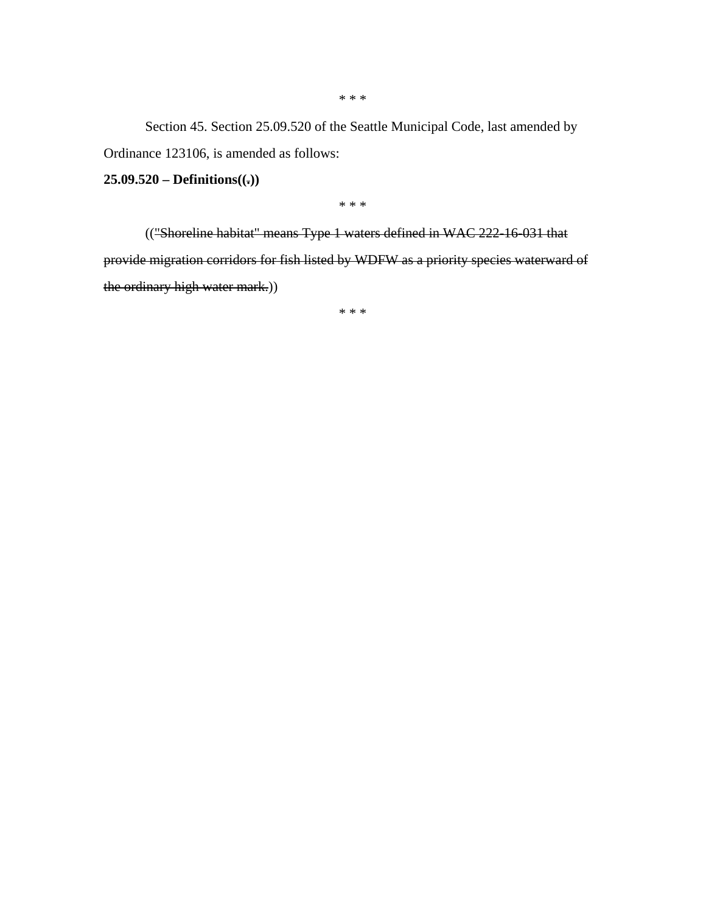\* \* \*

Section 45. Section 25.09.520 of the Seattle Municipal Code, last amended by Ordinance 123106, is amended as follows:

**25.09.520 – Definitions((~~.~~))**

\* \* \*

((~~"Shoreline habitat" means Type 1 waters defined in WAC 222-16-031 that provide migration corridors for fish listed by WDFW as a priority species waterward of the ordinary high water mark.~~))

\* \* \*